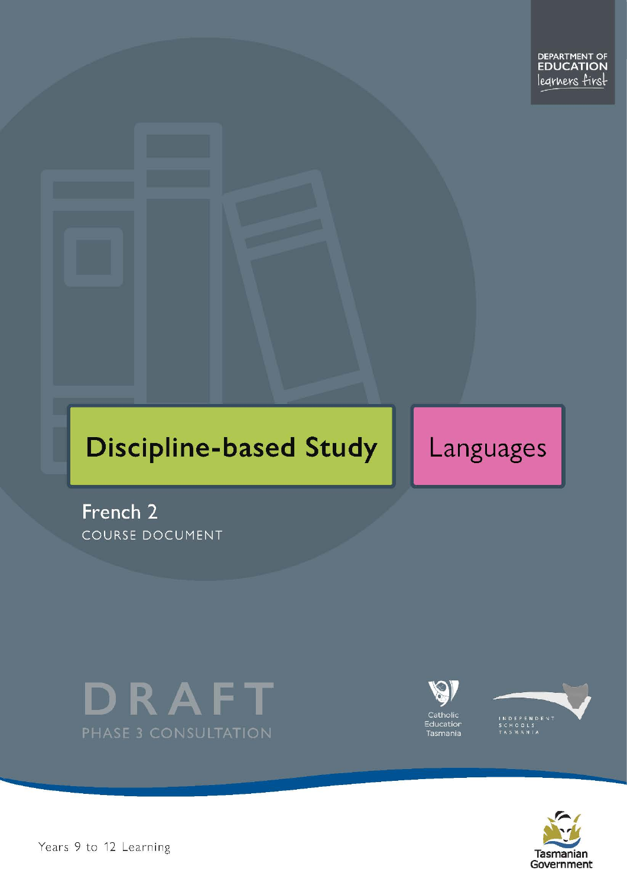DEPARTMENT OF EDUCATION
learners first

# Discipline-based Study

# Languages

## French 2

COURSE DOCUMENT

DRAFT

PHASE 3 CONSULTATION

Catholic Education Tasmania

INDEPENDENT SCHOOLS TASMANIA

Years 9 to 12 Learning

Tasmanian Government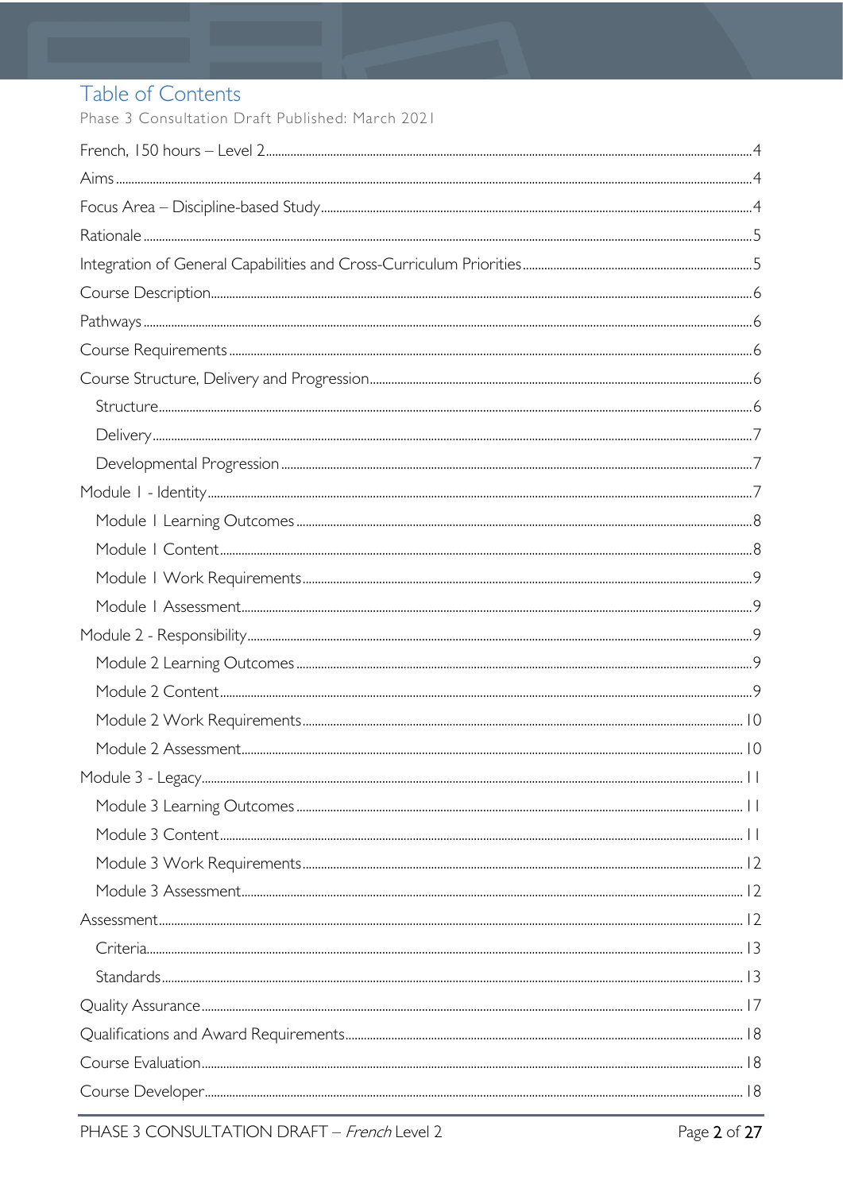# Table of Contents

Phase 3 Consultation Draft Published: March 2021

French, 150 hours – Level 2 ... 4
Aims ... 4
Focus Area – Discipline-based Study ... 4
Rationale ... 5
Integration of General Capabilities and Cross-Curriculum Priorities ... 5
Course Description ... 6
Pathways ... 6
Course Requirements ... 6
Course Structure, Delivery and Progression ... 6
- Structure ... 6
- Delivery ... 7
- Developmental Progression ... 7

Module 1 - Identity ... 7
- Module 1 Learning Outcomes ... 8
- Module 1 Content ... 8
- Module 1 Work Requirements ... 9
- Module 1 Assessment ... 9

Module 2 - Responsibility ... 9
- Module 2 Learning Outcomes ... 9
- Module 2 Content ... 9
- Module 2 Work Requirements ... 10
- Module 2 Assessment ... 10

Module 3 - Legacy ... 11
- Module 3 Learning Outcomes ... 11
- Module 3 Content ... 11
- Module 3 Work Requirements ... 12
- Module 3 Assessment ... 12

Assessment ... 12
- Criteria ... 13
- Standards ... 13

Quality Assurance ... 17
Qualifications and Award Requirements ... 18
Course Evaluation ... 18
Course Developer ... 18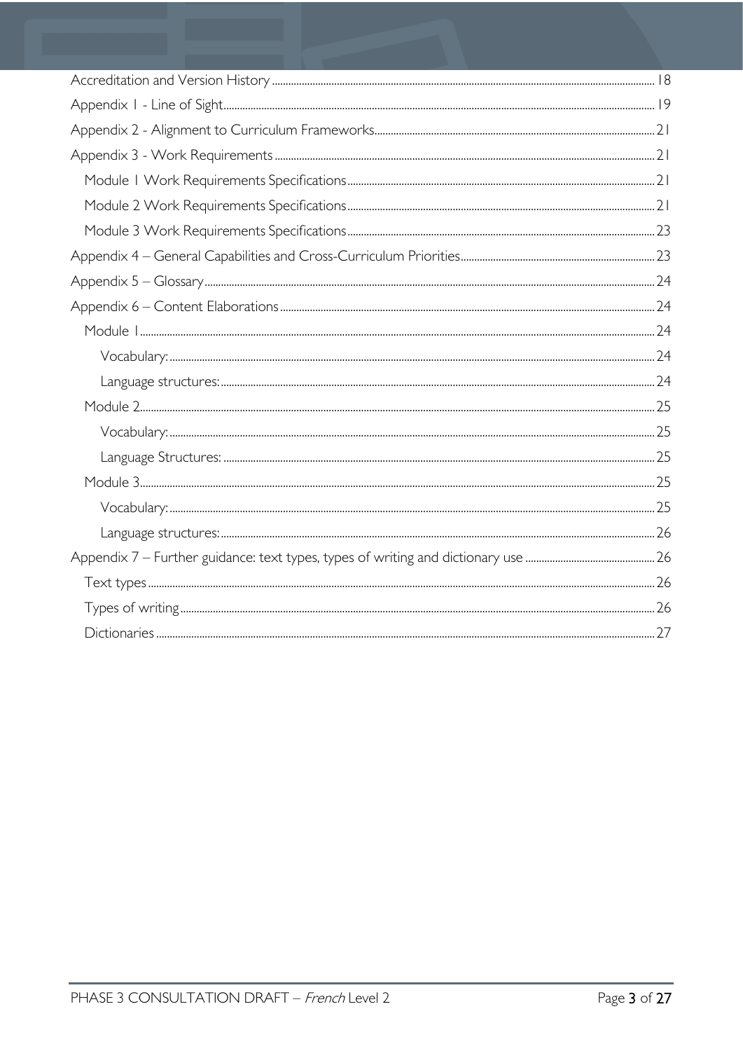Accreditation and Version History ..... 18
Appendix 1 - Line of Sight ..... 19
Appendix 2 - Alignment to Curriculum Frameworks ..... 21
Appendix 3 - Work Requirements ..... 21
- Module 1 Work Requirements Specifications ..... 21
- Module 2 Work Requirements Specifications ..... 21
- Module 3 Work Requirements Specifications ..... 23

Appendix 4 – General Capabilities and Cross-Curriculum Priorities ..... 23
Appendix 5 – Glossary ..... 24
Appendix 6 – Content Elaborations ..... 24
- Module 1 ..... 24
  - Vocabulary: ..... 24
  - Language structures: ..... 24
- Module 2 ..... 25
  - Vocabulary: ..... 25
  - Language Structures: ..... 25
- Module 3 ..... 25
  - Vocabulary: ..... 25
  - Language structures: ..... 26

Appendix 7 – Further guidance: text types, types of writing and dictionary use ..... 26
- Text types ..... 26
- Types of writing ..... 26
- Dictionaries ..... 27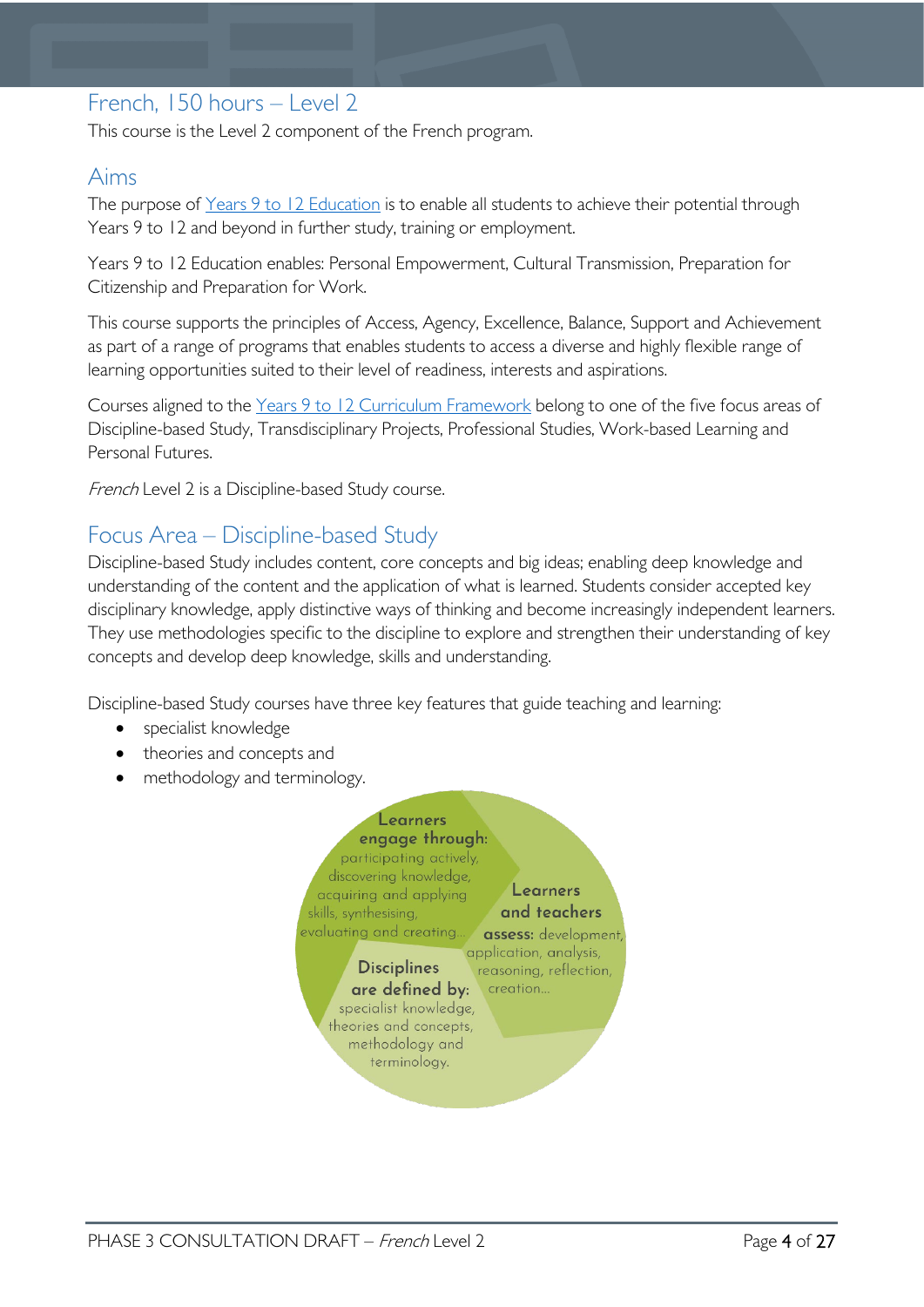## French, 150 hours – Level 2

This course is the Level 2 component of the French program.

## Aims

The purpose of Years 9 to 12 Education is to enable all students to achieve their potential through Years 9 to 12 and beyond in further study, training or employment.

Years 9 to 12 Education enables: Personal Empowerment, Cultural Transmission, Preparation for Citizenship and Preparation for Work.

This course supports the principles of Access, Agency, Excellence, Balance, Support and Achievement as part of a range of programs that enables students to access a diverse and highly flexible range of learning opportunities suited to their level of readiness, interests and aspirations.

Courses aligned to the Years 9 to 12 Curriculum Framework belong to one of the five focus areas of Discipline-based Study, Transdisciplinary Projects, Professional Studies, Work-based Learning and Personal Futures.

*French* Level 2 is a Discipline-based Study course.

## Focus Area – Discipline-based Study

Discipline-based Study includes content, core concepts and big ideas; enabling deep knowledge and understanding of the content and the application of what is learned. Students consider accepted key disciplinary knowledge, apply distinctive ways of thinking and become increasingly independent learners. They use methodologies specific to the discipline to explore and strengthen their understanding of key concepts and develop deep knowledge, skills and understanding.

Discipline-based Study courses have three key features that guide teaching and learning:

- specialist knowledge
- theories and concepts and
- methodology and terminology.

**Learners engage through:** participating actively, discovering knowledge, acquiring and applying skills, synthesising, evaluating and creating…

**Learners and teachers assess:** development, application, analysis, reasoning, reflection, creation…

**Disciplines are defined by:** specialist knowledge, theories and concepts, methodology and terminology.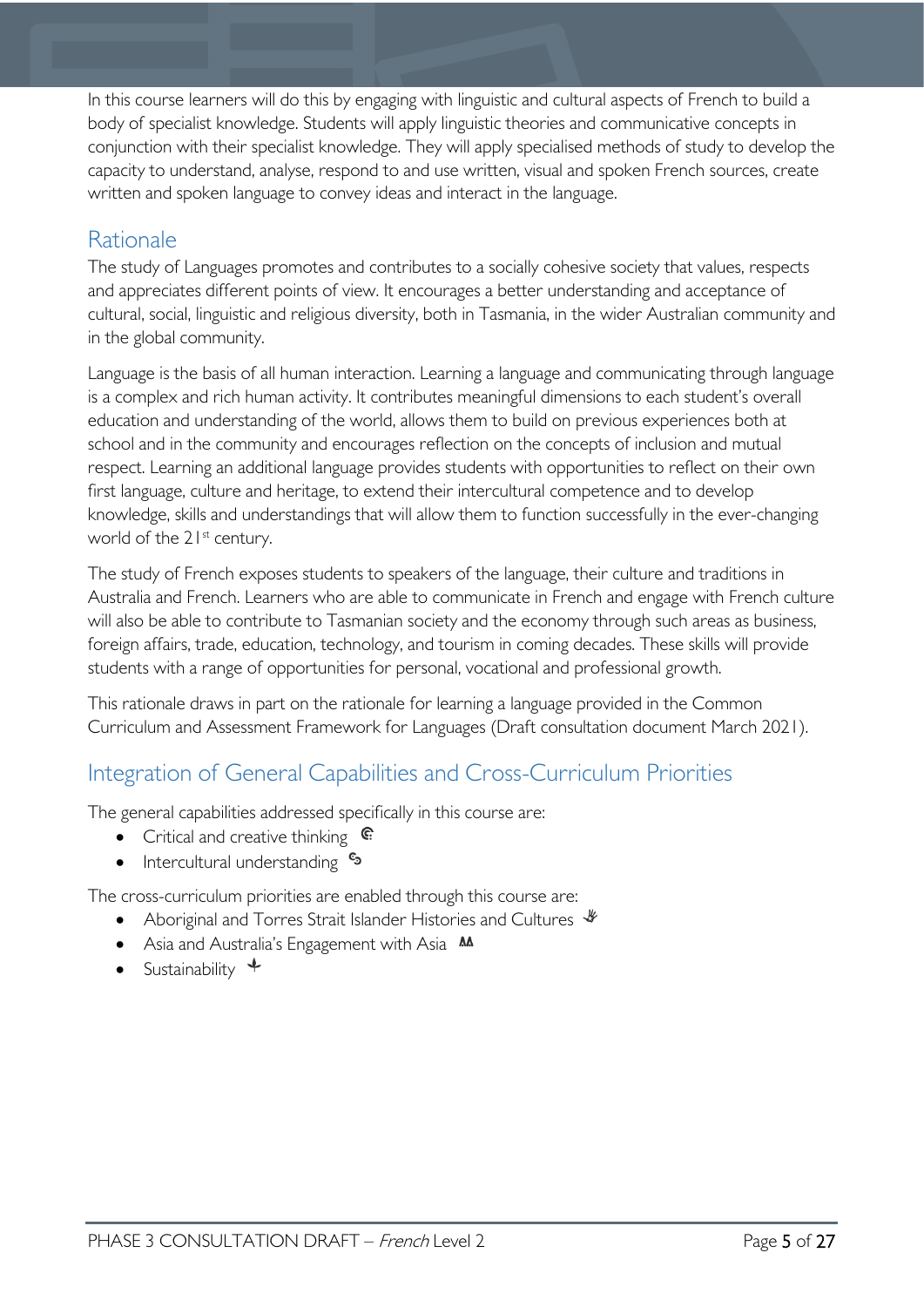In this course learners will do this by engaging with linguistic and cultural aspects of French to build a body of specialist knowledge. Students will apply linguistic theories and communicative concepts in conjunction with their specialist knowledge. They will apply specialised methods of study to develop the capacity to understand, analyse, respond to and use written, visual and spoken French sources, create written and spoken language to convey ideas and interact in the language.

## Rationale

The study of Languages promotes and contributes to a socially cohesive society that values, respects and appreciates different points of view. It encourages a better understanding and acceptance of cultural, social, linguistic and religious diversity, both in Tasmania, in the wider Australian community and in the global community.

Language is the basis of all human interaction. Learning a language and communicating through language is a complex and rich human activity. It contributes meaningful dimensions to each student's overall education and understanding of the world, allows them to build on previous experiences both at school and in the community and encourages reflection on the concepts of inclusion and mutual respect. Learning an additional language provides students with opportunities to reflect on their own first language, culture and heritage, to extend their intercultural competence and to develop knowledge, skills and understandings that will allow them to function successfully in the ever-changing world of the 21st century.

The study of French exposes students to speakers of the language, their culture and traditions in Australia and French. Learners who are able to communicate in French and engage with French culture will also be able to contribute to Tasmanian society and the economy through such areas as business, foreign affairs, trade, education, technology, and tourism in coming decades. These skills will provide students with a range of opportunities for personal, vocational and professional growth.

This rationale draws in part on the rationale for learning a language provided in the Common Curriculum and Assessment Framework for Languages (Draft consultation document March 2021).

## Integration of General Capabilities and Cross-Curriculum Priorities

The general capabilities addressed specifically in this course are:

- Critical and creative thinking
- Intercultural understanding

The cross-curriculum priorities are enabled through this course are:

- Aboriginal and Torres Strait Islander Histories and Cultures
- Asia and Australia's Engagement with Asia
- Sustainability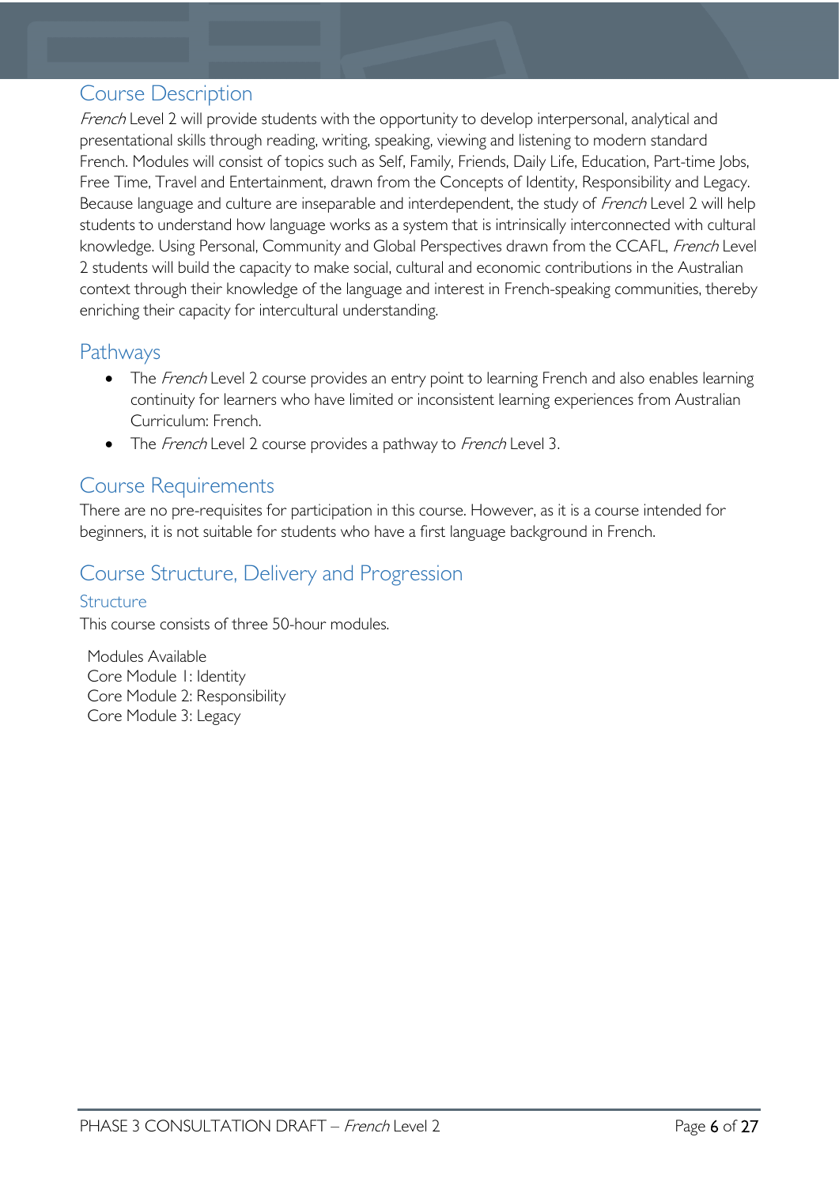## Course Description

*French* Level 2 will provide students with the opportunity to develop interpersonal, analytical and presentational skills through reading, writing, speaking, viewing and listening to modern standard French. Modules will consist of topics such as Self, Family, Friends, Daily Life, Education, Part-time Jobs, Free Time, Travel and Entertainment, drawn from the Concepts of Identity, Responsibility and Legacy. Because language and culture are inseparable and interdependent, the study of *French* Level 2 will help students to understand how language works as a system that is intrinsically interconnected with cultural knowledge. Using Personal, Community and Global Perspectives drawn from the CCAFL, *French* Level 2 students will build the capacity to make social, cultural and economic contributions in the Australian context through their knowledge of the language and interest in French-speaking communities, thereby enriching their capacity for intercultural understanding.

## Pathways

- The *French* Level 2 course provides an entry point to learning French and also enables learning continuity for learners who have limited or inconsistent learning experiences from Australian Curriculum: French.
- The *French* Level 2 course provides a pathway to *French* Level 3.

## Course Requirements

There are no pre-requisites for participation in this course. However, as it is a course intended for beginners, it is not suitable for students who have a first language background in French.

## Course Structure, Delivery and Progression

### Structure

This course consists of three 50-hour modules.

Modules Available
Core Module 1: Identity
Core Module 2: Responsibility
Core Module 3: Legacy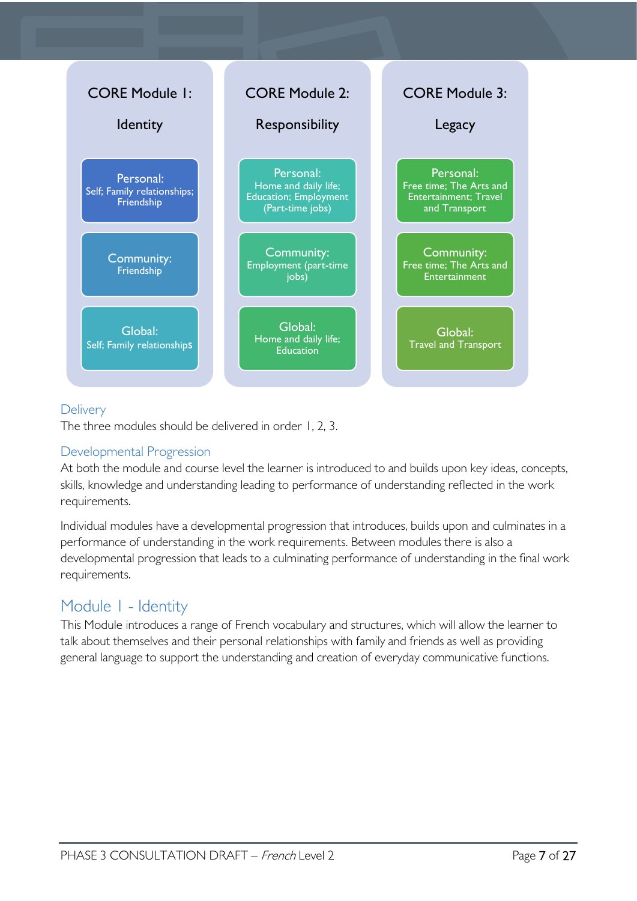| CORE Module 1: Identity | CORE Module 2: Responsibility | CORE Module 3: Legacy |
| --- | --- | --- |
| Personal: Self; Family relationships; Friendship | Personal: Home and daily life; Education; Employment (Part-time jobs) | Personal: Free time; The Arts and Entertainment; Travel and Transport |
| Community: Friendship | Community: Employment (part-time jobs) | Community: Free time; The Arts and Entertainment |
| Global: Self; Family relationships | Global: Home and daily life; Education | Global: Travel and Transport |

### Delivery

The three modules should be delivered in order 1, 2, 3.

### Developmental Progression

At both the module and course level the learner is introduced to and builds upon key ideas, concepts, skills, knowledge and understanding leading to performance of understanding reflected in the work requirements.

Individual modules have a developmental progression that introduces, builds upon and culminates in a performance of understanding in the work requirements. Between modules there is also a developmental progression that leads to a culminating performance of understanding in the final work requirements.

## Module 1 - Identity

This Module introduces a range of French vocabulary and structures, which will allow the learner to talk about themselves and their personal relationships with family and friends as well as providing general language to support the understanding and creation of everyday communicative functions.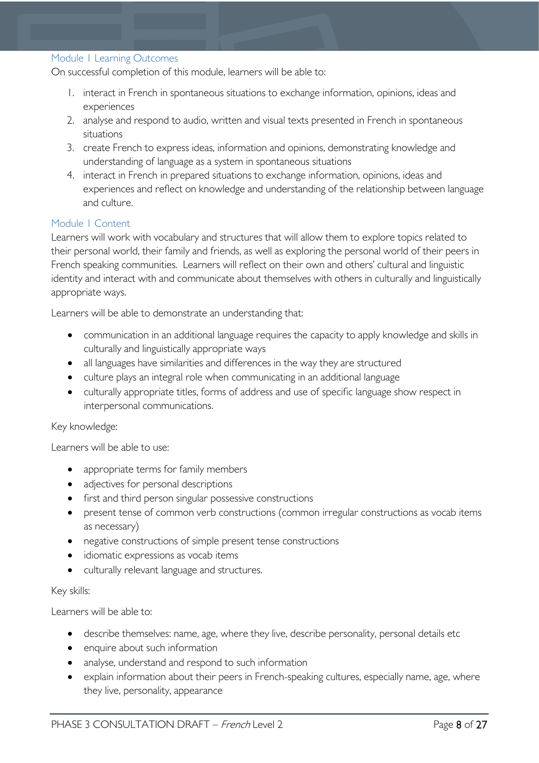### Module 1 Learning Outcomes

On successful completion of this module, learners will be able to:

1. interact in French in spontaneous situations to exchange information, opinions, ideas and experiences
2. analyse and respond to audio, written and visual texts presented in French in spontaneous situations
3. create French to express ideas, information and opinions, demonstrating knowledge and understanding of language as a system in spontaneous situations
4. interact in French in prepared situations to exchange information, opinions, ideas and experiences and reflect on knowledge and understanding of the relationship between language and culture.

### Module 1 Content

Learners will work with vocabulary and structures that will allow them to explore topics related to their personal world, their family and friends, as well as exploring the personal world of their peers in French speaking communities. Learners will reflect on their own and others' cultural and linguistic identity and interact with and communicate about themselves with others in culturally and linguistically appropriate ways.

Learners will be able to demonstrate an understanding that:

- communication in an additional language requires the capacity to apply knowledge and skills in culturally and linguistically appropriate ways
- all languages have similarities and differences in the way they are structured
- culture plays an integral role when communicating in an additional language
- culturally appropriate titles, forms of address and use of specific language show respect in interpersonal communications.

Key knowledge:

Learners will be able to use:

- appropriate terms for family members
- adjectives for personal descriptions
- first and third person singular possessive constructions
- present tense of common verb constructions (common irregular constructions as vocab items as necessary)
- negative constructions of simple present tense constructions
- idiomatic expressions as vocab items
- culturally relevant language and structures.

Key skills:

Learners will be able to:

- describe themselves: name, age, where they live, describe personality, personal details etc
- enquire about such information
- analyse, understand and respond to such information
- explain information about their peers in French-speaking cultures, especially name, age, where they live, personality, appearance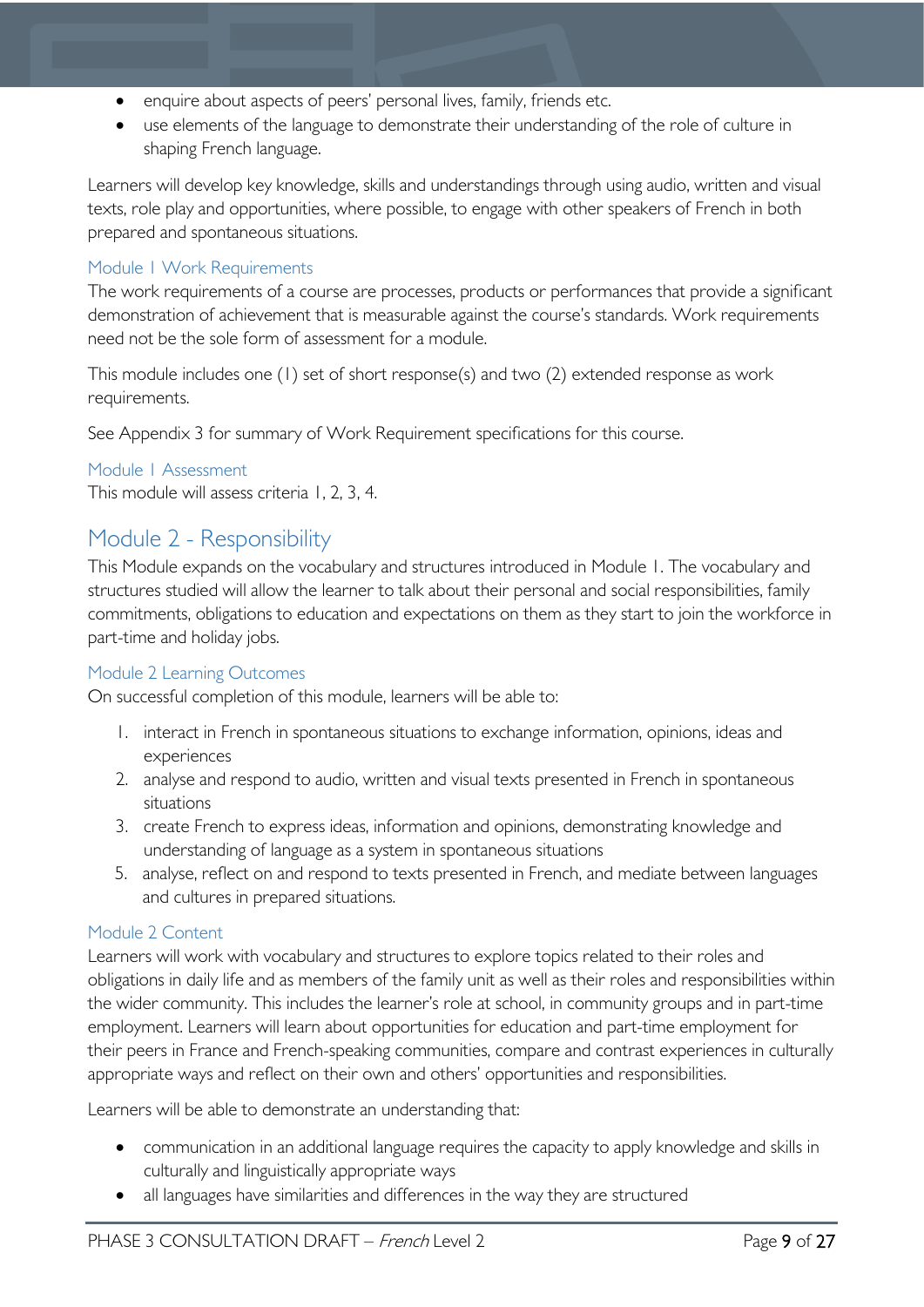- enquire about aspects of peers' personal lives, family, friends etc.
- use elements of the language to demonstrate their understanding of the role of culture in shaping French language.

Learners will develop key knowledge, skills and understandings through using audio, written and visual texts, role play and opportunities, where possible, to engage with other speakers of French in both prepared and spontaneous situations.

### Module 1 Work Requirements

The work requirements of a course are processes, products or performances that provide a significant demonstration of achievement that is measurable against the course's standards. Work requirements need not be the sole form of assessment for a module.

This module includes one (1) set of short response(s) and two (2) extended response as work requirements.

See Appendix 3 for summary of Work Requirement specifications for this course.

### Module 1 Assessment

This module will assess criteria 1, 2, 3, 4.

## Module 2 - Responsibility

This Module expands on the vocabulary and structures introduced in Module 1. The vocabulary and structures studied will allow the learner to talk about their personal and social responsibilities, family commitments, obligations to education and expectations on them as they start to join the workforce in part-time and holiday jobs.

### Module 2 Learning Outcomes

On successful completion of this module, learners will be able to:

1. interact in French in spontaneous situations to exchange information, opinions, ideas and experiences
2. analyse and respond to audio, written and visual texts presented in French in spontaneous situations
3. create French to express ideas, information and opinions, demonstrating knowledge and understanding of language as a system in spontaneous situations
5. analyse, reflect on and respond to texts presented in French, and mediate between languages and cultures in prepared situations.

### Module 2 Content

Learners will work with vocabulary and structures to explore topics related to their roles and obligations in daily life and as members of the family unit as well as their roles and responsibilities within the wider community. This includes the learner's role at school, in community groups and in part-time employment. Learners will learn about opportunities for education and part-time employment for their peers in France and French-speaking communities, compare and contrast experiences in culturally appropriate ways and reflect on their own and others' opportunities and responsibilities.

Learners will be able to demonstrate an understanding that:

- communication in an additional language requires the capacity to apply knowledge and skills in culturally and linguistically appropriate ways
- all languages have similarities and differences in the way they are structured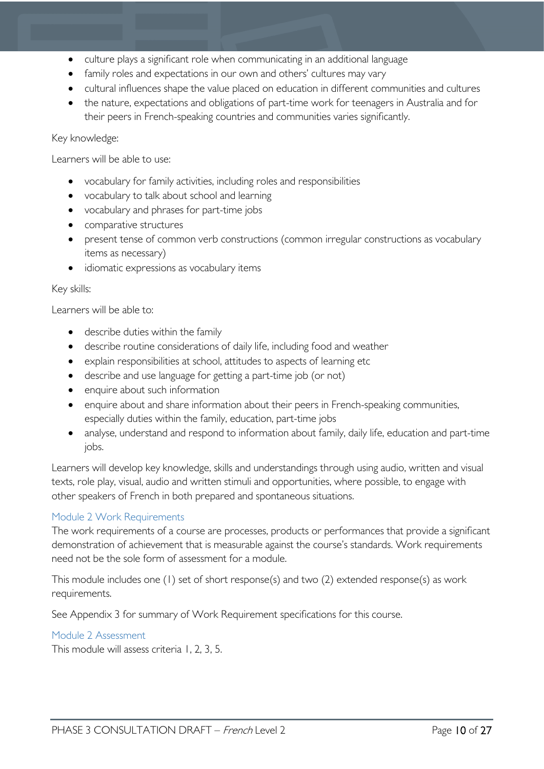- culture plays a significant role when communicating in an additional language
- family roles and expectations in our own and others' cultures may vary
- cultural influences shape the value placed on education in different communities and cultures
- the nature, expectations and obligations of part-time work for teenagers in Australia and for their peers in French-speaking countries and communities varies significantly.

Key knowledge:

Learners will be able to use:

- vocabulary for family activities, including roles and responsibilities
- vocabulary to talk about school and learning
- vocabulary and phrases for part-time jobs
- comparative structures
- present tense of common verb constructions (common irregular constructions as vocabulary items as necessary)
- idiomatic expressions as vocabulary items

Key skills:

Learners will be able to:

- describe duties within the family
- describe routine considerations of daily life, including food and weather
- explain responsibilities at school, attitudes to aspects of learning etc
- describe and use language for getting a part-time job (or not)
- enquire about such information
- enquire about and share information about their peers in French-speaking communities, especially duties within the family, education, part-time jobs
- analyse, understand and respond to information about family, daily life, education and part-time jobs.

Learners will develop key knowledge, skills and understandings through using audio, written and visual texts, role play, visual, audio and written stimuli and opportunities, where possible, to engage with other speakers of French in both prepared and spontaneous situations.

### Module 2 Work Requirements

The work requirements of a course are processes, products or performances that provide a significant demonstration of achievement that is measurable against the course's standards. Work requirements need not be the sole form of assessment for a module.

This module includes one (1) set of short response(s) and two (2) extended response(s) as work requirements.

See Appendix 3 for summary of Work Requirement specifications for this course.

### Module 2 Assessment

This module will assess criteria 1, 2, 3, 5.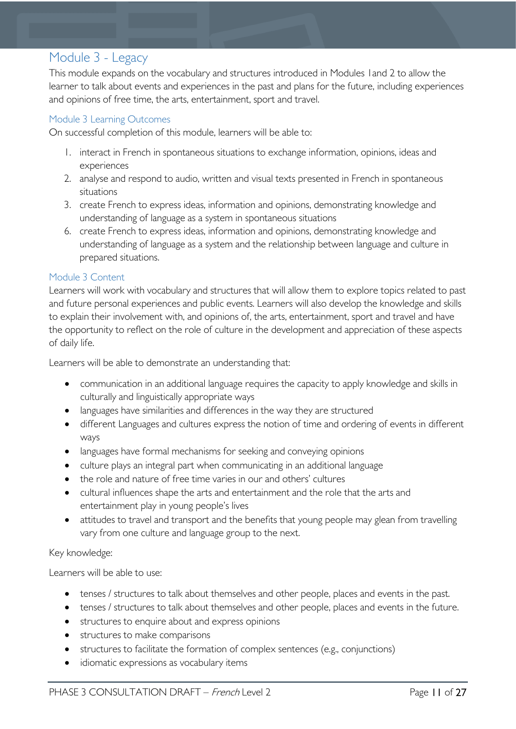## Module 3 - Legacy

This module expands on the vocabulary and structures introduced in Modules 1and 2 to allow the learner to talk about events and experiences in the past and plans for the future, including experiences and opinions of free time, the arts, entertainment, sport and travel.

### Module 3 Learning Outcomes

On successful completion of this module, learners will be able to:

1. interact in French in spontaneous situations to exchange information, opinions, ideas and experiences
2. analyse and respond to audio, written and visual texts presented in French in spontaneous situations
3. create French to express ideas, information and opinions, demonstrating knowledge and understanding of language as a system in spontaneous situations
6. create French to express ideas, information and opinions, demonstrating knowledge and understanding of language as a system and the relationship between language and culture in prepared situations.

### Module 3 Content

Learners will work with vocabulary and structures that will allow them to explore topics related to past and future personal experiences and public events. Learners will also develop the knowledge and skills to explain their involvement with, and opinions of, the arts, entertainment, sport and travel and have the opportunity to reflect on the role of culture in the development and appreciation of these aspects of daily life.

Learners will be able to demonstrate an understanding that:

- communication in an additional language requires the capacity to apply knowledge and skills in culturally and linguistically appropriate ways
- languages have similarities and differences in the way they are structured
- different Languages and cultures express the notion of time and ordering of events in different ways
- languages have formal mechanisms for seeking and conveying opinions
- culture plays an integral part when communicating in an additional language
- the role and nature of free time varies in our and others' cultures
- cultural influences shape the arts and entertainment and the role that the arts and entertainment play in young people's lives
- attitudes to travel and transport and the benefits that young people may glean from travelling vary from one culture and language group to the next.

Key knowledge:

Learners will be able to use:

- tenses / structures to talk about themselves and other people, places and events in the past.
- tenses / structures to talk about themselves and other people, places and events in the future.
- structures to enquire about and express opinions
- structures to make comparisons
- structures to facilitate the formation of complex sentences (e.g., conjunctions)
- idiomatic expressions as vocabulary items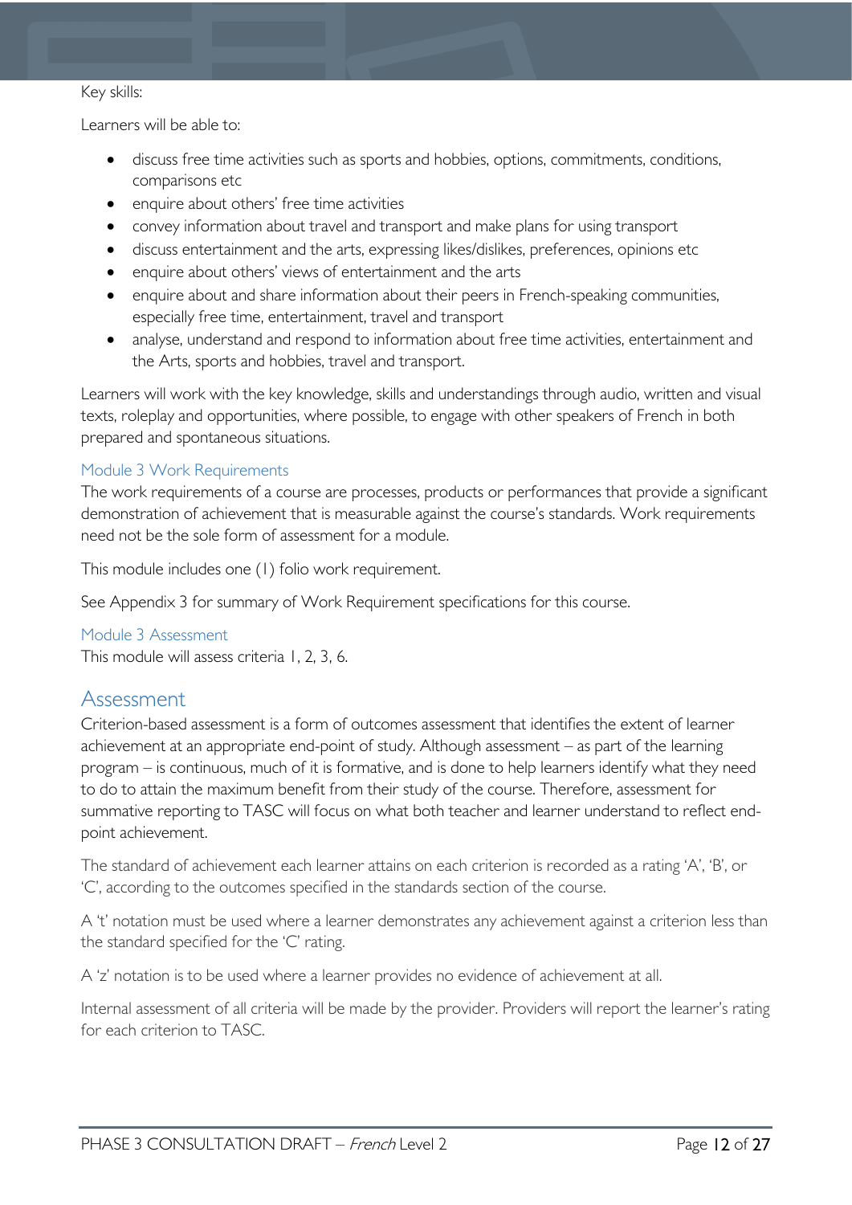Key skills:

Learners will be able to:

- discuss free time activities such as sports and hobbies, options, commitments, conditions, comparisons etc
- enquire about others' free time activities
- convey information about travel and transport and make plans for using transport
- discuss entertainment and the arts, expressing likes/dislikes, preferences, opinions etc
- enquire about others' views of entertainment and the arts
- enquire about and share information about their peers in French-speaking communities, especially free time, entertainment, travel and transport
- analyse, understand and respond to information about free time activities, entertainment and the Arts, sports and hobbies, travel and transport.

Learners will work with the key knowledge, skills and understandings through audio, written and visual texts, roleplay and opportunities, where possible, to engage with other speakers of French in both prepared and spontaneous situations.

### Module 3 Work Requirements

The work requirements of a course are processes, products or performances that provide a significant demonstration of achievement that is measurable against the course's standards. Work requirements need not be the sole form of assessment for a module.

This module includes one (1) folio work requirement.

See Appendix 3 for summary of Work Requirement specifications for this course.

### Module 3 Assessment

This module will assess criteria 1, 2, 3, 6.

## Assessment

Criterion-based assessment is a form of outcomes assessment that identifies the extent of learner achievement at an appropriate end-point of study. Although assessment – as part of the learning program – is continuous, much of it is formative, and is done to help learners identify what they need to do to attain the maximum benefit from their study of the course. Therefore, assessment for summative reporting to TASC will focus on what both teacher and learner understand to reflect end-point achievement.

The standard of achievement each learner attains on each criterion is recorded as a rating 'A', 'B', or 'C', according to the outcomes specified in the standards section of the course.

A 't' notation must be used where a learner demonstrates any achievement against a criterion less than the standard specified for the 'C' rating.

A 'z' notation is to be used where a learner provides no evidence of achievement at all.

Internal assessment of all criteria will be made by the provider. Providers will report the learner's rating for each criterion to TASC.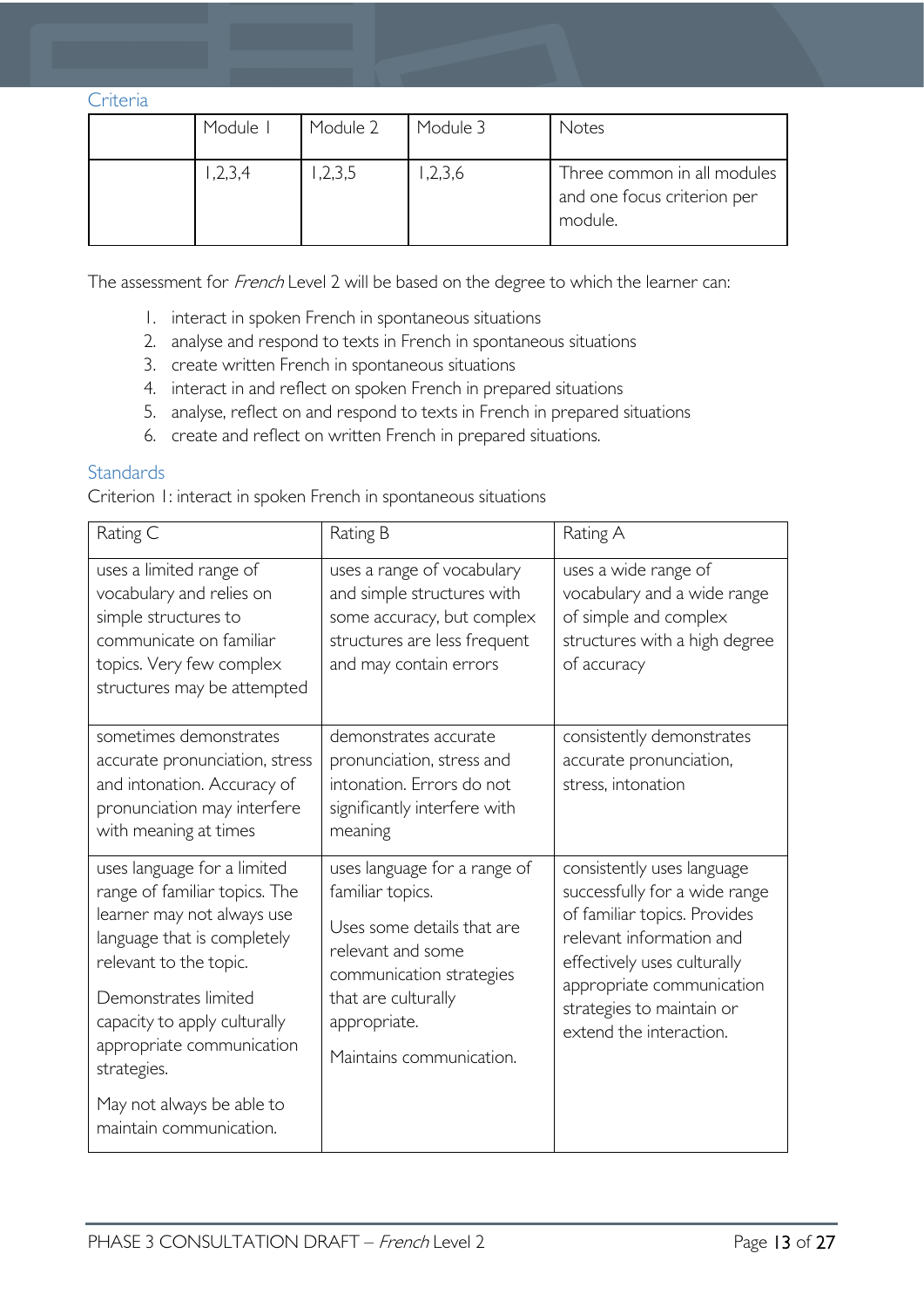### Criteria

| | Module 1 | Module 2 | Module 3 | Notes |
|---|---|---|---|---|
| | 1,2,3,4 | 1,2,3,5 | 1,2,3,6 | Three common in all modules and one focus criterion per module. |

The assessment for *French* Level 2 will be based on the degree to which the learner can:

1. interact in spoken French in spontaneous situations
2. analyse and respond to texts in French in spontaneous situations
3. create written French in spontaneous situations
4. interact in and reflect on spoken French in prepared situations
5. analyse, reflect on and respond to texts in French in prepared situations
6. create and reflect on written French in prepared situations.

### Standards

Criterion 1: interact in spoken French in spontaneous situations

| Rating C | Rating B | Rating A |
|---|---|---|
| uses a limited range of vocabulary and relies on simple structures to communicate on familiar topics. Very few complex structures may be attempted | uses a range of vocabulary and simple structures with some accuracy, but complex structures are less frequent and may contain errors | uses a wide range of vocabulary and a wide range of simple and complex structures with a high degree of accuracy |
| sometimes demonstrates accurate pronunciation, stress and intonation. Accuracy of pronunciation may interfere with meaning at times | demonstrates accurate pronunciation, stress and intonation. Errors do not significantly interfere with meaning | consistently demonstrates accurate pronunciation, stress, intonation |
| uses language for a limited range of familiar topics. The learner may not always use language that is completely relevant to the topic. Demonstrates limited capacity to apply culturally appropriate communication strategies. May not always be able to maintain communication. | uses language for a range of familiar topics. Uses some details that are relevant and some communication strategies that are culturally appropriate. Maintains communication. | consistently uses language successfully for a wide range of familiar topics. Provides relevant information and effectively uses culturally appropriate communication strategies to maintain or extend the interaction. |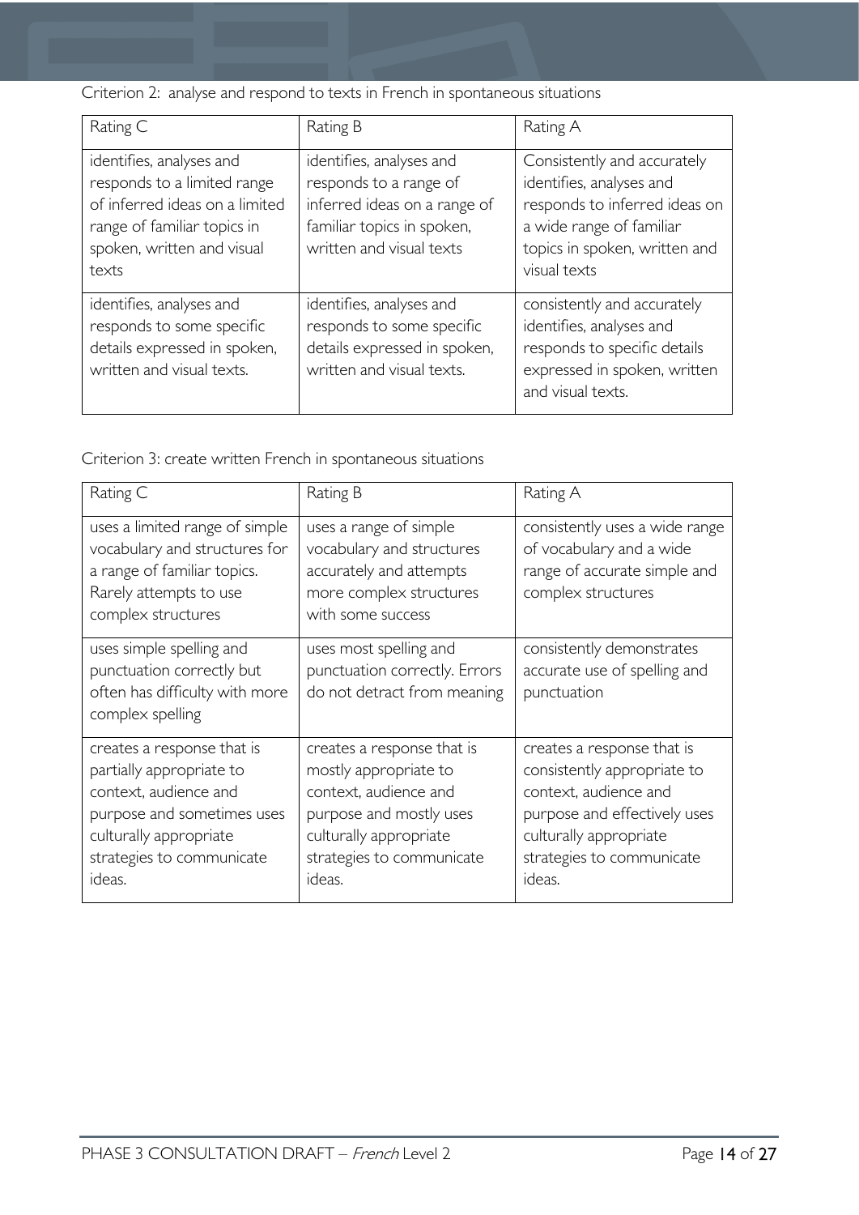Criterion 2: analyse and respond to texts in French in spontaneous situations

| Rating C | Rating B | Rating A |
| --- | --- | --- |
| identifies, analyses and responds to a limited range of inferred ideas on a limited range of familiar topics in spoken, written and visual texts | identifies, analyses and responds to a range of inferred ideas on a range of familiar topics in spoken, written and visual texts | Consistently and accurately identifies, analyses and responds to inferred ideas on a wide range of familiar topics in spoken, written and visual texts |
| identifies, analyses and responds to some specific details expressed in spoken, written and visual texts. | identifies, analyses and responds to some specific details expressed in spoken, written and visual texts. | consistently and accurately identifies, analyses and responds to specific details expressed in spoken, written and visual texts. |

Criterion 3: create written French in spontaneous situations

| Rating C | Rating B | Rating A |
| --- | --- | --- |
| uses a limited range of simple vocabulary and structures for a range of familiar topics. Rarely attempts to use complex structures | uses a range of simple vocabulary and structures accurately and attempts more complex structures with some success | consistently uses a wide range of vocabulary and a wide range of accurate simple and complex structures |
| uses simple spelling and punctuation correctly but often has difficulty with more complex spelling | uses most spelling and punctuation correctly. Errors do not detract from meaning | consistently demonstrates accurate use of spelling and punctuation |
| creates a response that is partially appropriate to context, audience and purpose and sometimes uses culturally appropriate strategies to communicate ideas. | creates a response that is mostly appropriate to context, audience and purpose and mostly uses culturally appropriate strategies to communicate ideas. | creates a response that is consistently appropriate to context, audience and purpose and effectively uses culturally appropriate strategies to communicate ideas. |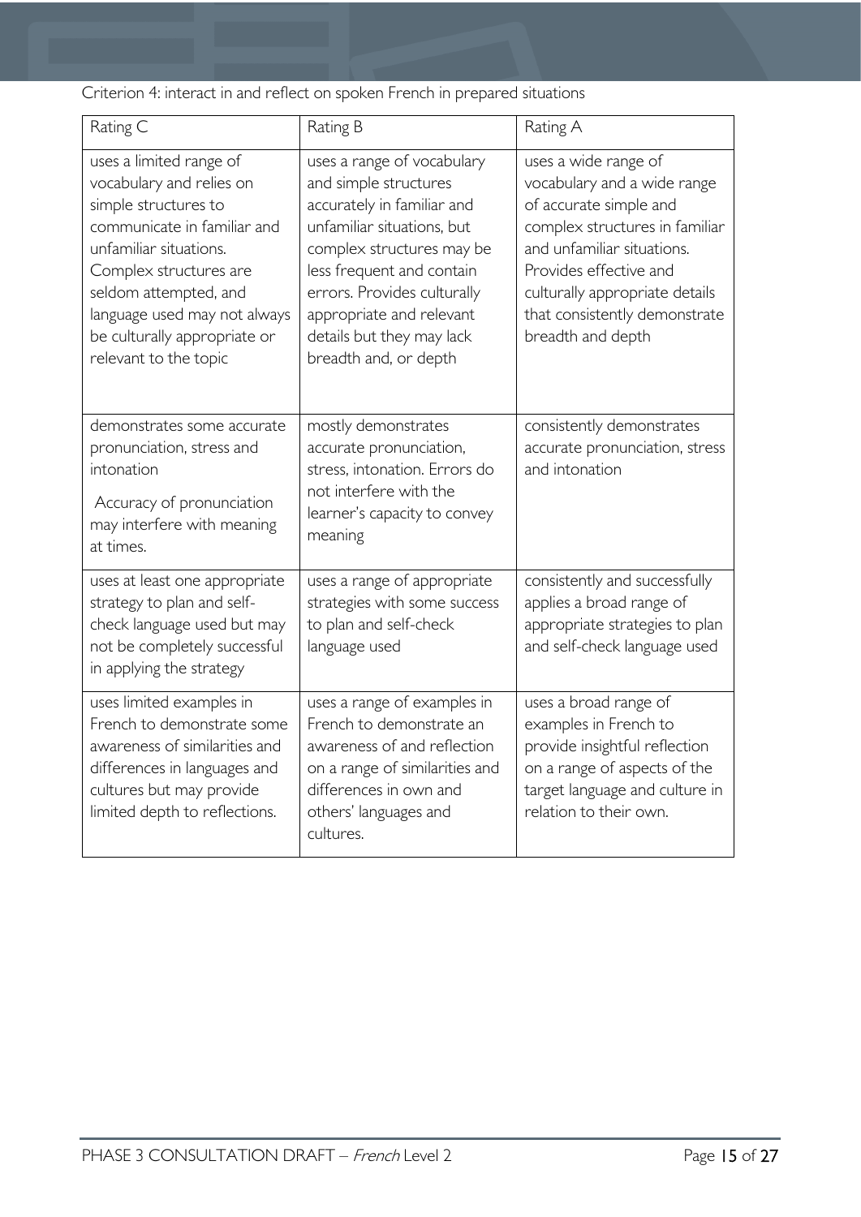Criterion 4: interact in and reflect on spoken French in prepared situations

| Rating C | Rating B | Rating A |
|---|---|---|
| uses a limited range of vocabulary and relies on simple structures to communicate in familiar and unfamiliar situations. Complex structures are seldom attempted, and language used may not always be culturally appropriate or relevant to the topic | uses a range of vocabulary and simple structures accurately in familiar and unfamiliar situations, but complex structures may be less frequent and contain errors. Provides culturally appropriate and relevant details but they may lack breadth and, or depth | uses a wide range of vocabulary and a wide range of accurate simple and complex structures in familiar and unfamiliar situations. Provides effective and culturally appropriate details that consistently demonstrate breadth and depth |
| demonstrates some accurate pronunciation, stress and intonation<br><br>Accuracy of pronunciation may interfere with meaning at times. | mostly demonstrates accurate pronunciation, stress, intonation. Errors do not interfere with the learner's capacity to convey meaning | consistently demonstrates accurate pronunciation, stress and intonation |
| uses at least one appropriate strategy to plan and self-check language used but may not be completely successful in applying the strategy | uses a range of appropriate strategies with some success to plan and self-check language used | consistently and successfully applies a broad range of appropriate strategies to plan and self-check language used |
| uses limited examples in French to demonstrate some awareness of similarities and differences in languages and cultures but may provide limited depth to reflections. | uses a range of examples in French to demonstrate an awareness of and reflection on a range of similarities and differences in own and others' languages and cultures. | uses a broad range of examples in French to provide insightful reflection on a range of aspects of the target language and culture in relation to their own. |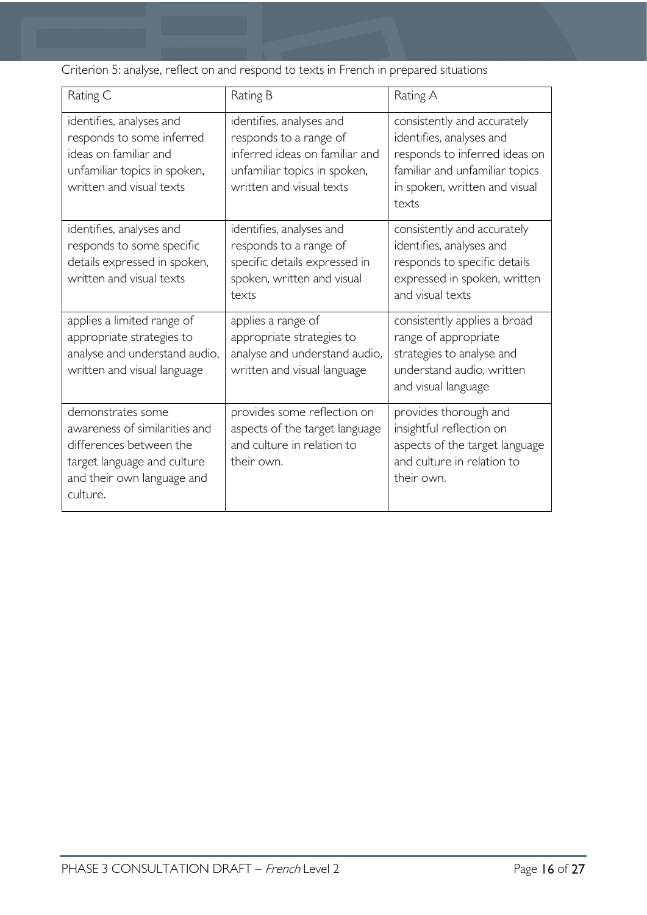Criterion 5: analyse, reflect on and respond to texts in French in prepared situations

| Rating C | Rating B | Rating A |
| --- | --- | --- |
| identifies, analyses and responds to some inferred ideas on familiar and unfamiliar topics in spoken, written and visual texts | identifies, analyses and responds to a range of inferred ideas on familiar and unfamiliar topics in spoken, written and visual texts | consistently and accurately identifies, analyses and responds to inferred ideas on familiar and unfamiliar topics in spoken, written and visual texts |
| identifies, analyses and responds to some specific details expressed in spoken, written and visual texts | identifies, analyses and responds to a range of specific details expressed in spoken, written and visual texts | consistently and accurately identifies, analyses and responds to specific details expressed in spoken, written and visual texts |
| applies a limited range of appropriate strategies to analyse and understand audio, written and visual language | applies a range of appropriate strategies to analyse and understand audio, written and visual language | consistently applies a broad range of appropriate strategies to analyse and understand audio, written and visual language |
| demonstrates some awareness of similarities and differences between the target language and culture and their own language and culture. | provides some reflection on aspects of the target language and culture in relation to their own. | provides thorough and insightful reflection on aspects of the target language and culture in relation to their own. |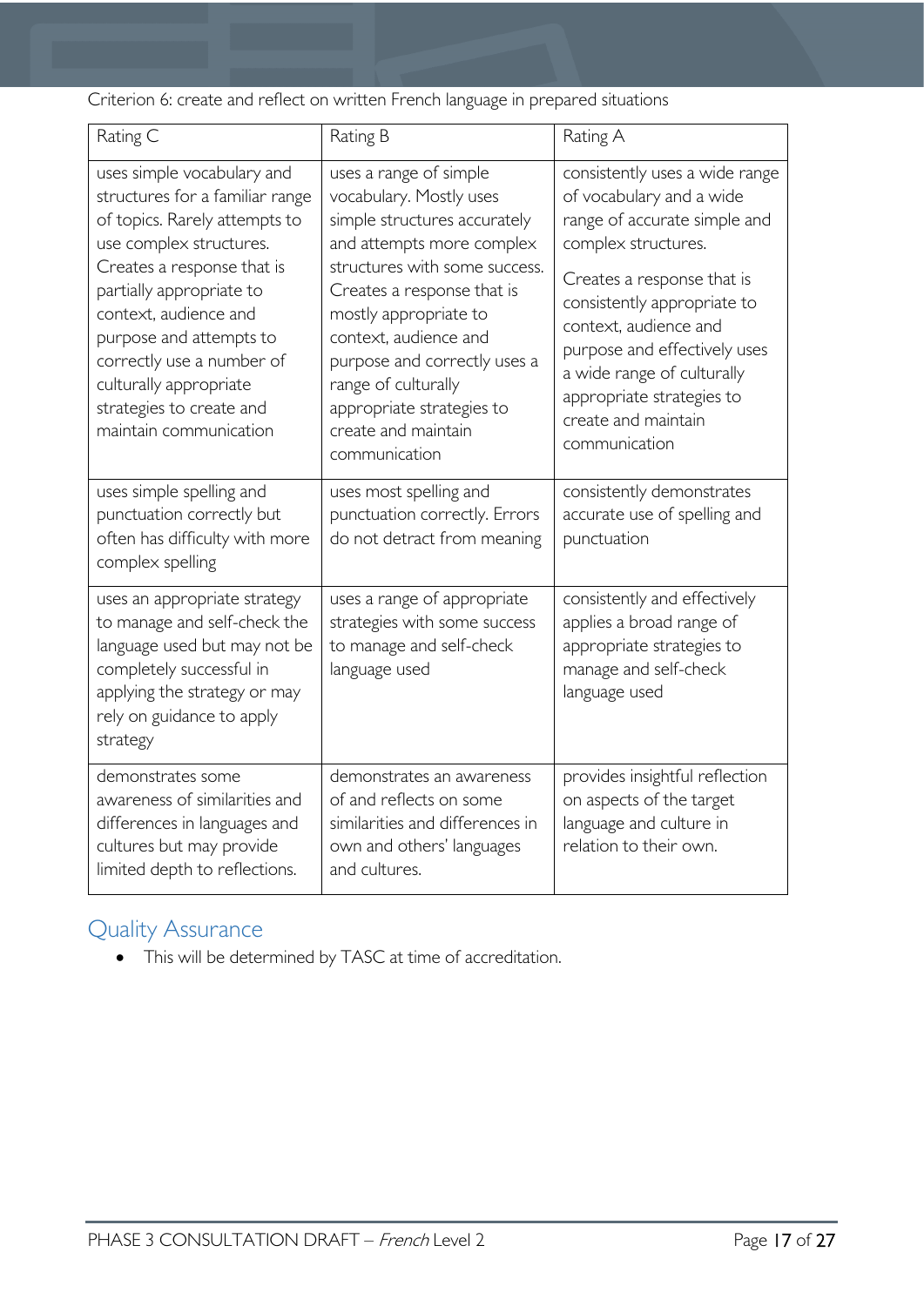Criterion 6: create and reflect on written French language in prepared situations

| Rating C | Rating B | Rating A |
| --- | --- | --- |
| uses simple vocabulary and structures for a familiar range of topics. Rarely attempts to use complex structures. Creates a response that is partially appropriate to context, audience and purpose and attempts to correctly use a number of culturally appropriate strategies to create and maintain communication | uses a range of simple vocabulary. Mostly uses simple structures accurately and attempts more complex structures with some success. Creates a response that is mostly appropriate to context, audience and purpose and correctly uses a range of culturally appropriate strategies to create and maintain communication | consistently uses a wide range of vocabulary and a wide range of accurate simple and complex structures. Creates a response that is consistently appropriate to context, audience and purpose and effectively uses a wide range of culturally appropriate strategies to create and maintain communication |
| uses simple spelling and punctuation correctly but often has difficulty with more complex spelling | uses most spelling and punctuation correctly. Errors do not detract from meaning | consistently demonstrates accurate use of spelling and punctuation |
| uses an appropriate strategy to manage and self-check the language used but may not be completely successful in applying the strategy or may rely on guidance to apply strategy | uses a range of appropriate strategies with some success to manage and self-check language used | consistently and effectively applies a broad range of appropriate strategies to manage and self-check language used |
| demonstrates some awareness of similarities and differences in languages and cultures but may provide limited depth to reflections. | demonstrates an awareness of and reflects on some similarities and differences in own and others' languages and cultures. | provides insightful reflection on aspects of the target language and culture in relation to their own. |

## Quality Assurance

- This will be determined by TASC at time of accreditation.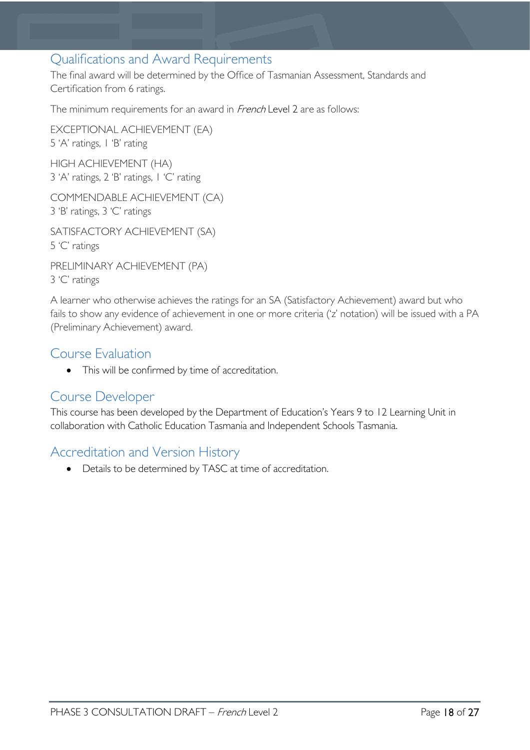## Qualifications and Award Requirements

The final award will be determined by the Office of Tasmanian Assessment, Standards and Certification from 6 ratings.

The minimum requirements for an award in *French* Level 2 are as follows:

EXCEPTIONAL ACHIEVEMENT (EA)
5 'A' ratings, 1 'B' rating

HIGH ACHIEVEMENT (HA)
3 'A' ratings, 2 'B' ratings, 1 'C' rating

COMMENDABLE ACHIEVEMENT (CA)
3 'B' ratings, 3 'C' ratings

SATISFACTORY ACHIEVEMENT (SA)
5 'C' ratings

PRELIMINARY ACHIEVEMENT (PA)
3 'C' ratings

A learner who otherwise achieves the ratings for an SA (Satisfactory Achievement) award but who fails to show any evidence of achievement in one or more criteria ('z' notation) will be issued with a PA (Preliminary Achievement) award.

## Course Evaluation

- This will be confirmed by time of accreditation.

## Course Developer

This course has been developed by the Department of Education's Years 9 to 12 Learning Unit in collaboration with Catholic Education Tasmania and Independent Schools Tasmania.

## Accreditation and Version History

- Details to be determined by TASC at time of accreditation.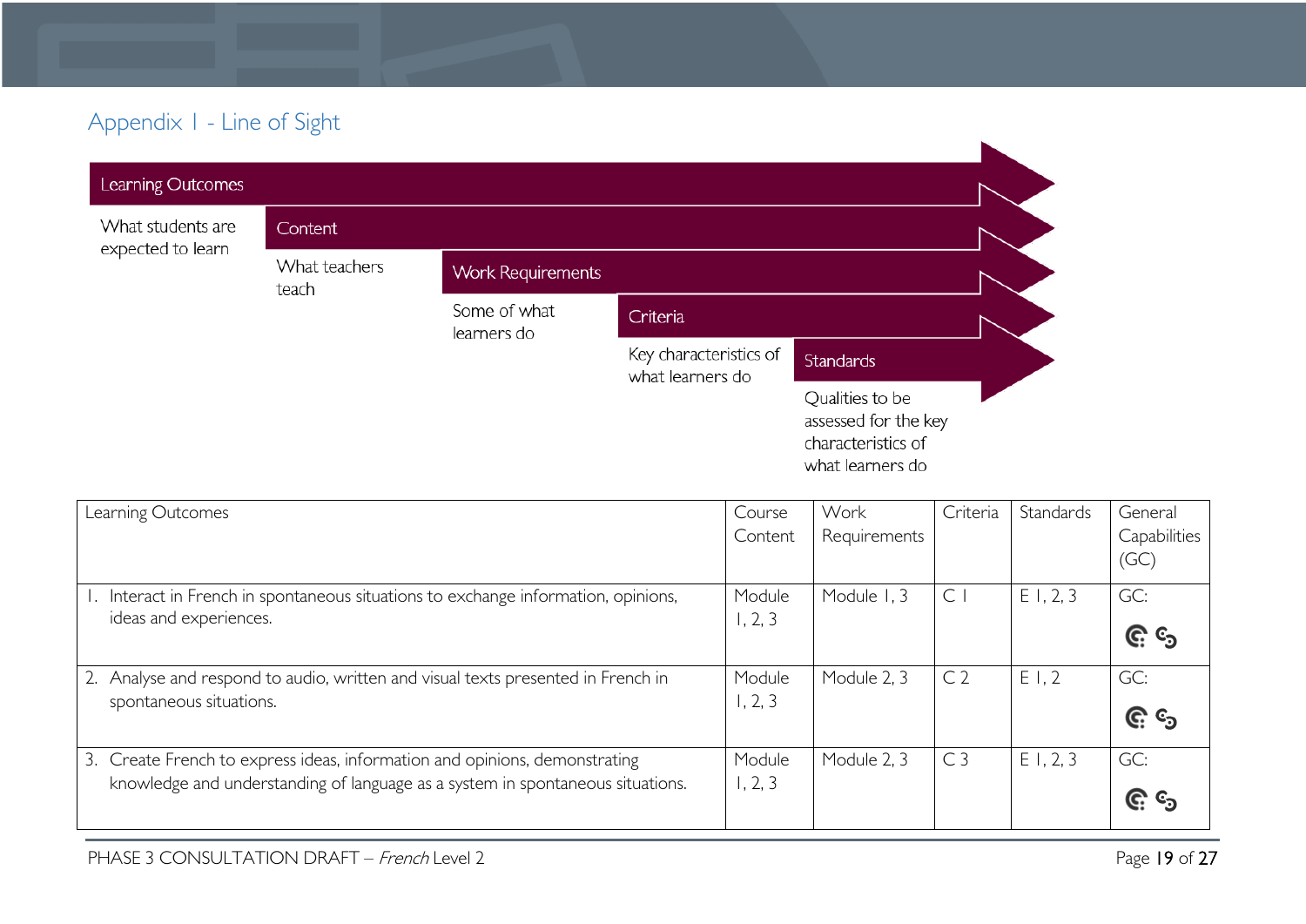## Appendix 1 - Line of Sight

**Learning Outcomes** — What students are expected to learn

**Content** — What teachers teach

**Work Requirements** — Some of what learners do

**Criteria** — Key characteristics of what learners do

**Standards** — Qualities to be assessed for the key characteristics of what learners do

| Learning Outcomes | Course Content | Work Requirements | Criteria | Standards | General Capabilities (GC) |
|---|---|---|---|---|---|
| 1. Interact in French in spontaneous situations to exchange information, opinions, ideas and experiences. | Module 1, 2, 3 | Module 1, 3 | C 1 | E 1, 2, 3 | GC: |
| 2. Analyse and respond to audio, written and visual texts presented in French in spontaneous situations. | Module 1, 2, 3 | Module 2, 3 | C 2 | E 1, 2 | GC: |
| 3. Create French to express ideas, information and opinions, demonstrating knowledge and understanding of language as a system in spontaneous situations. | Module 1, 2, 3 | Module 2, 3 | C 3 | E 1, 2, 3 | GC: |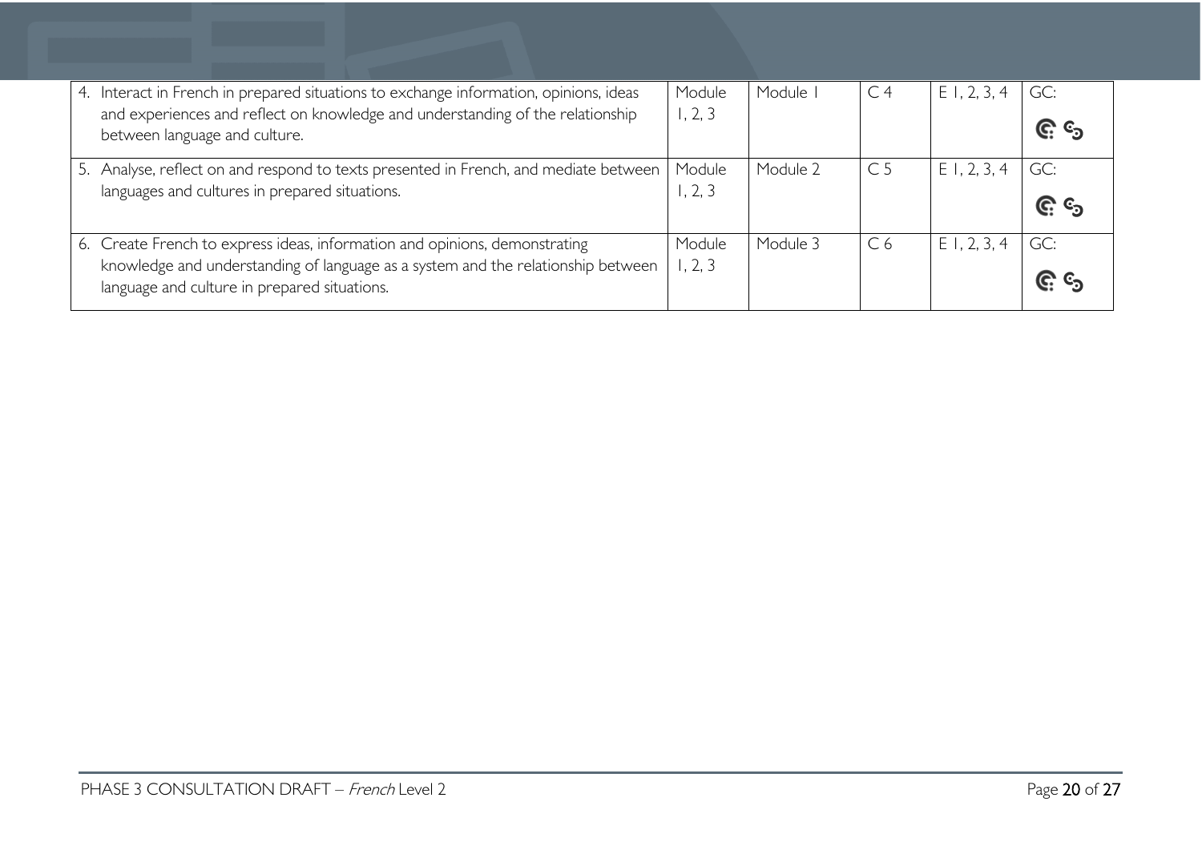| | | | | | |
|---|---|---|---|---|---|
| 4. Interact in French in prepared situations to exchange information, opinions, ideas and experiences and reflect on knowledge and understanding of the relationship between language and culture. | Module 1, 2, 3 | Module 1 | C 4 | E 1, 2, 3, 4 | GC: |
| 5. Analyse, reflect on and respond to texts presented in French, and mediate between languages and cultures in prepared situations. | Module 1, 2, 3 | Module 2 | C 5 | E 1, 2, 3, 4 | GC: |
| 6. Create French to express ideas, information and opinions, demonstrating knowledge and understanding of language as a system and the relationship between language and culture in prepared situations. | Module 1, 2, 3 | Module 3 | C 6 | E 1, 2, 3, 4 | GC: |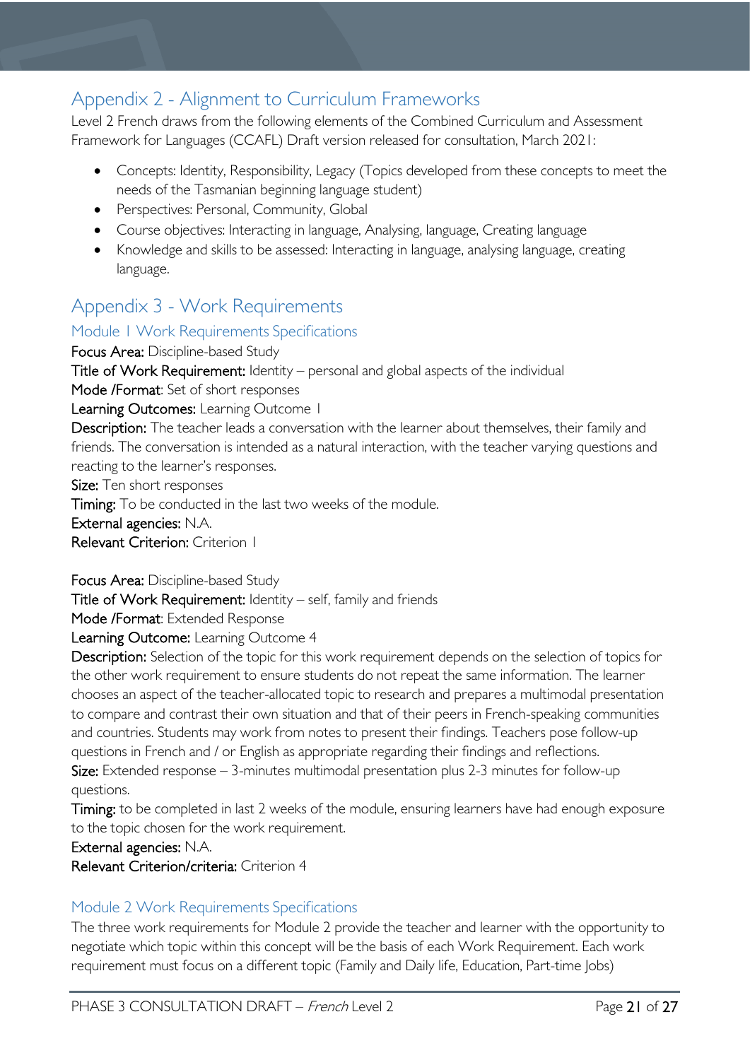## Appendix 2 - Alignment to Curriculum Frameworks

Level 2 French draws from the following elements of the Combined Curriculum and Assessment Framework for Languages (CCAFL) Draft version released for consultation, March 2021:

- Concepts: Identity, Responsibility, Legacy (Topics developed from these concepts to meet the needs of the Tasmanian beginning language student)
- Perspectives: Personal, Community, Global
- Course objectives: Interacting in language, Analysing, language, Creating language
- Knowledge and skills to be assessed: Interacting in language, analysing language, creating language.

## Appendix 3 - Work Requirements

### Module 1 Work Requirements Specifications

**Focus Area:** Discipline-based Study

**Title of Work Requirement:** Identity – personal and global aspects of the individual

**Mode /Format**: Set of short responses

**Learning Outcomes:** Learning Outcome 1

**Description:** The teacher leads a conversation with the learner about themselves, their family and friends. The conversation is intended as a natural interaction, with the teacher varying questions and reacting to the learner's responses.

**Size:** Ten short responses

**Timing:** To be conducted in the last two weeks of the module.

**External agencies:** N.A.

**Relevant Criterion:** Criterion 1

**Focus Area:** Discipline-based Study

**Title of Work Requirement:** Identity – self, family and friends

**Mode /Format**: Extended Response

**Learning Outcome:** Learning Outcome 4

**Description:** Selection of the topic for this work requirement depends on the selection of topics for the other work requirement to ensure students do not repeat the same information. The learner chooses an aspect of the teacher-allocated topic to research and prepares a multimodal presentation to compare and contrast their own situation and that of their peers in French-speaking communities and countries. Students may work from notes to present their findings. Teachers pose follow-up questions in French and / or English as appropriate regarding their findings and reflections.

**Size:** Extended response – 3-minutes multimodal presentation plus 2-3 minutes for follow-up questions.

**Timing:** to be completed in last 2 weeks of the module, ensuring learners have had enough exposure to the topic chosen for the work requirement.

**External agencies:** N.A.

**Relevant Criterion/criteria:** Criterion 4

### Module 2 Work Requirements Specifications

The three work requirements for Module 2 provide the teacher and learner with the opportunity to negotiate which topic within this concept will be the basis of each Work Requirement. Each work requirement must focus on a different topic (Family and Daily life, Education, Part-time Jobs)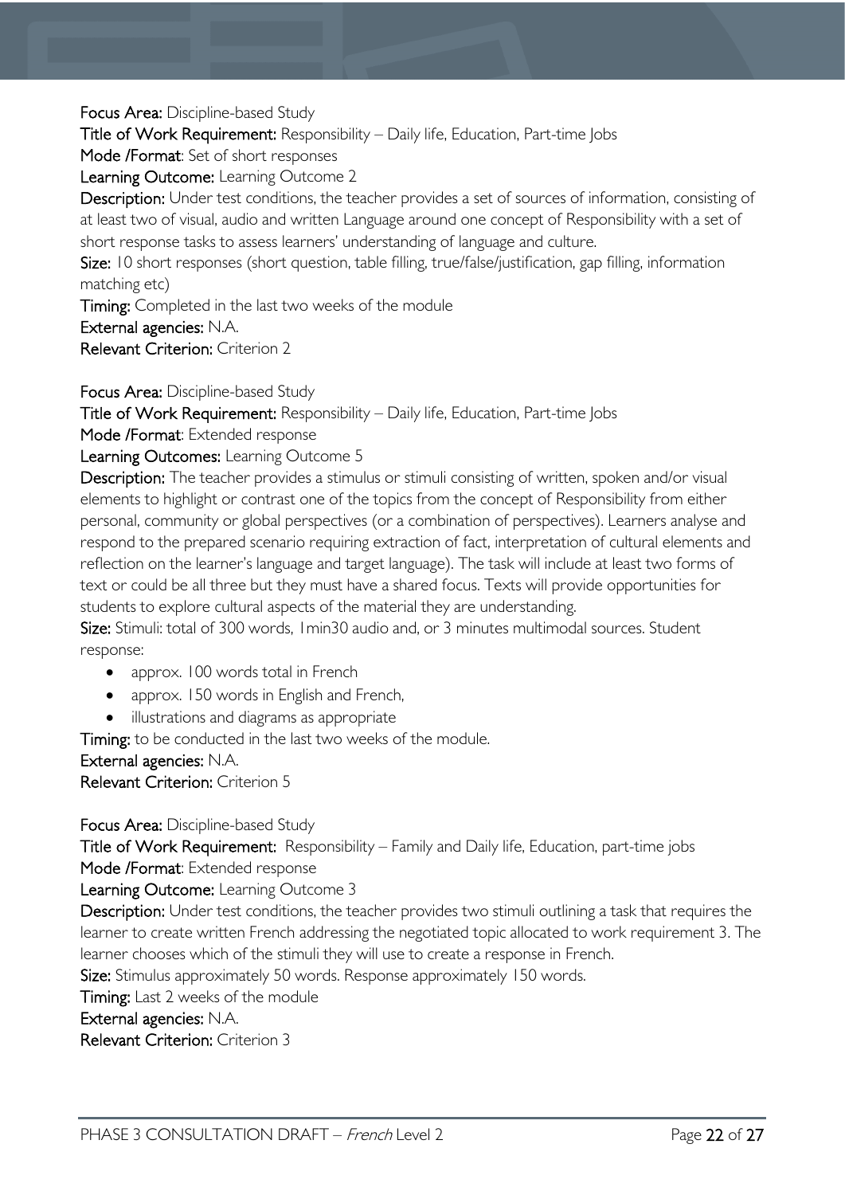**Focus Area:** Discipline-based Study

**Title of Work Requirement:** Responsibility – Daily life, Education, Part-time Jobs

**Mode /Format**: Set of short responses

**Learning Outcome:** Learning Outcome 2

**Description:** Under test conditions, the teacher provides a set of sources of information, consisting of at least two of visual, audio and written Language around one concept of Responsibility with a set of short response tasks to assess learners' understanding of language and culture.

**Size:** 10 short responses (short question, table filling, true/false/justification, gap filling, information matching etc)

**Timing:** Completed in the last two weeks of the module

**External agencies:** N.A.

**Relevant Criterion:** Criterion 2

**Focus Area:** Discipline-based Study

**Title of Work Requirement:** Responsibility – Daily life, Education, Part-time Jobs

**Mode /Format**: Extended response

**Learning Outcomes:** Learning Outcome 5

**Description:** The teacher provides a stimulus or stimuli consisting of written, spoken and/or visual elements to highlight or contrast one of the topics from the concept of Responsibility from either personal, community or global perspectives (or a combination of perspectives). Learners analyse and respond to the prepared scenario requiring extraction of fact, interpretation of cultural elements and reflection on the learner's language and target language). The task will include at least two forms of text or could be all three but they must have a shared focus. Texts will provide opportunities for students to explore cultural aspects of the material they are understanding.

**Size:** Stimuli: total of 300 words, 1min30 audio and, or 3 minutes multimodal sources. Student response:

- approx. 100 words total in French
- approx. 150 words in English and French,
- illustrations and diagrams as appropriate

**Timing:** to be conducted in the last two weeks of the module.

**External agencies:** N.A.

**Relevant Criterion:** Criterion 5

**Focus Area:** Discipline-based Study

**Title of Work Requirement:** Responsibility – Family and Daily life, Education, part-time jobs

**Mode /Format**: Extended response

**Learning Outcome:** Learning Outcome 3

**Description:** Under test conditions, the teacher provides two stimuli outlining a task that requires the learner to create written French addressing the negotiated topic allocated to work requirement 3. The learner chooses which of the stimuli they will use to create a response in French.

**Size:** Stimulus approximately 50 words. Response approximately 150 words.

**Timing:** Last 2 weeks of the module

**External agencies:** N.A.

**Relevant Criterion:** Criterion 3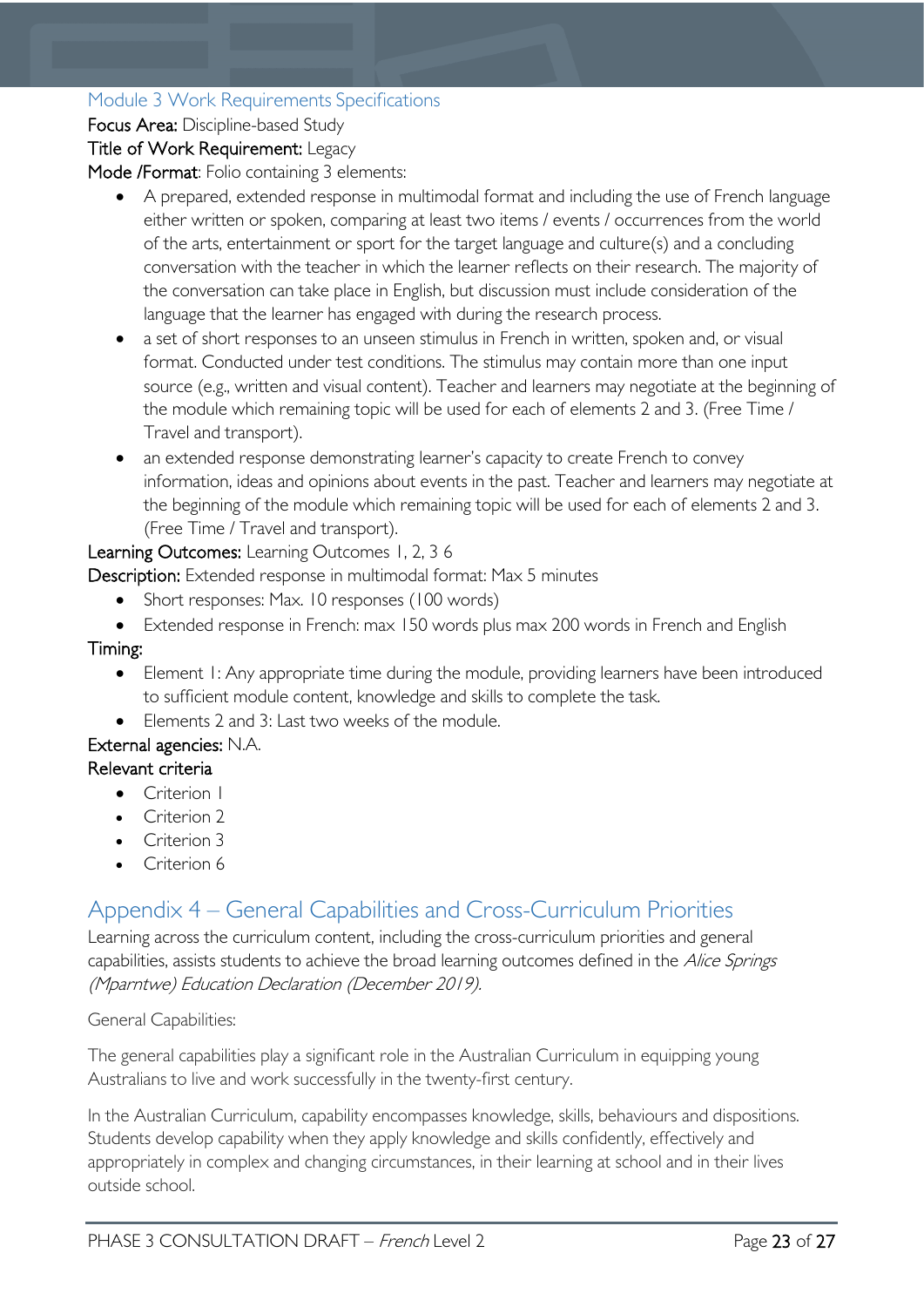### Module 3 Work Requirements Specifications

**Focus Area:** Discipline-based Study

**Title of Work Requirement:** Legacy

**Mode /Format**: Folio containing 3 elements:

- A prepared, extended response in multimodal format and including the use of French language either written or spoken, comparing at least two items / events / occurrences from the world of the arts, entertainment or sport for the target language and culture(s) and a concluding conversation with the teacher in which the learner reflects on their research. The majority of the conversation can take place in English, but discussion must include consideration of the language that the learner has engaged with during the research process.
- a set of short responses to an unseen stimulus in French in written, spoken and, or visual format. Conducted under test conditions. The stimulus may contain more than one input source (e.g., written and visual content). Teacher and learners may negotiate at the beginning of the module which remaining topic will be used for each of elements 2 and 3. (Free Time / Travel and transport).
- an extended response demonstrating learner's capacity to create French to convey information, ideas and opinions about events in the past. Teacher and learners may negotiate at the beginning of the module which remaining topic will be used for each of elements 2 and 3. (Free Time / Travel and transport).

**Learning Outcomes:** Learning Outcomes 1, 2, 3 6

**Description:** Extended response in multimodal format: Max 5 minutes

- Short responses: Max. 10 responses (100 words)
- Extended response in French: max 150 words plus max 200 words in French and English

**Timing:**

- Element 1: Any appropriate time during the module, providing learners have been introduced to sufficient module content, knowledge and skills to complete the task.
- Elements 2 and 3: Last two weeks of the module.

**External agencies:** N.A.

**Relevant criteria**

- Criterion 1
- Criterion 2
- Criterion 3
- Criterion 6

## Appendix 4 – General Capabilities and Cross-Curriculum Priorities

Learning across the curriculum content, including the cross-curriculum priorities and general capabilities, assists students to achieve the broad learning outcomes defined in the *Alice Springs (Mparntwe) Education Declaration (December 2019).*

General Capabilities:

The general capabilities play a significant role in the Australian Curriculum in equipping young Australians to live and work successfully in the twenty-first century.

In the Australian Curriculum, capability encompasses knowledge, skills, behaviours and dispositions. Students develop capability when they apply knowledge and skills confidently, effectively and appropriately in complex and changing circumstances, in their learning at school and in their lives outside school.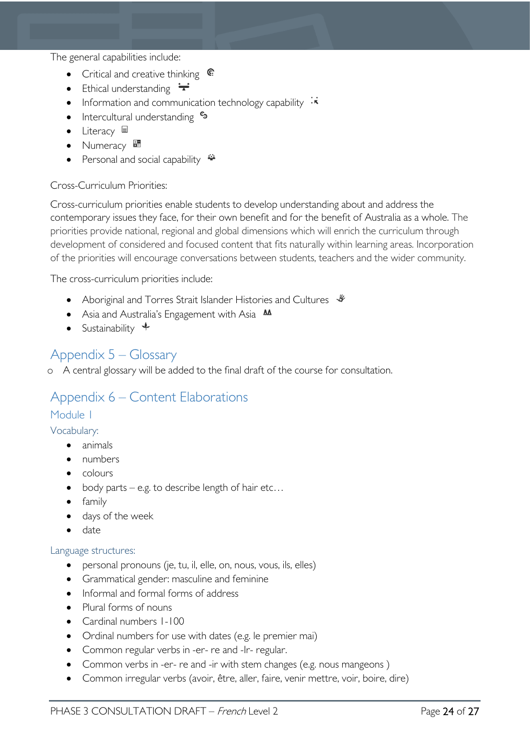The general capabilities include:

- Critical and creative thinking
- Ethical understanding
- Information and communication technology capability
- Intercultural understanding
- Literacy
- Numeracy
- Personal and social capability

Cross-Curriculum Priorities:

Cross-curriculum priorities enable students to develop understanding about and address the contemporary issues they face, for their own benefit and for the benefit of Australia as a whole. The priorities provide national, regional and global dimensions which will enrich the curriculum through development of considered and focused content that fits naturally within learning areas. Incorporation of the priorities will encourage conversations between students, teachers and the wider community.

The cross-curriculum priorities include:

- Aboriginal and Torres Strait Islander Histories and Cultures
- Asia and Australia's Engagement with Asia
- Sustainability

## Appendix 5 – Glossary

- A central glossary will be added to the final draft of the course for consultation.

## Appendix 6 – Content Elaborations

### Module 1

#### Vocabulary:

- animals
- numbers
- colours
- body parts – e.g. to describe length of hair etc…
- family
- days of the week
- date

#### Language structures:

- personal pronouns (je, tu, il, elle, on, nous, vous, ils, elles)
- Grammatical gender: masculine and feminine
- Informal and formal forms of address
- Plural forms of nouns
- Cardinal numbers 1-100
- Ordinal numbers for use with dates (e.g. le premier mai)
- Common regular verbs in -er- re and -Ir- regular.
- Common verbs in -er- re and -ir with stem changes (e.g. nous mangeons )
- Common irregular verbs (avoir, être, aller, faire, venir mettre, voir, boire, dire)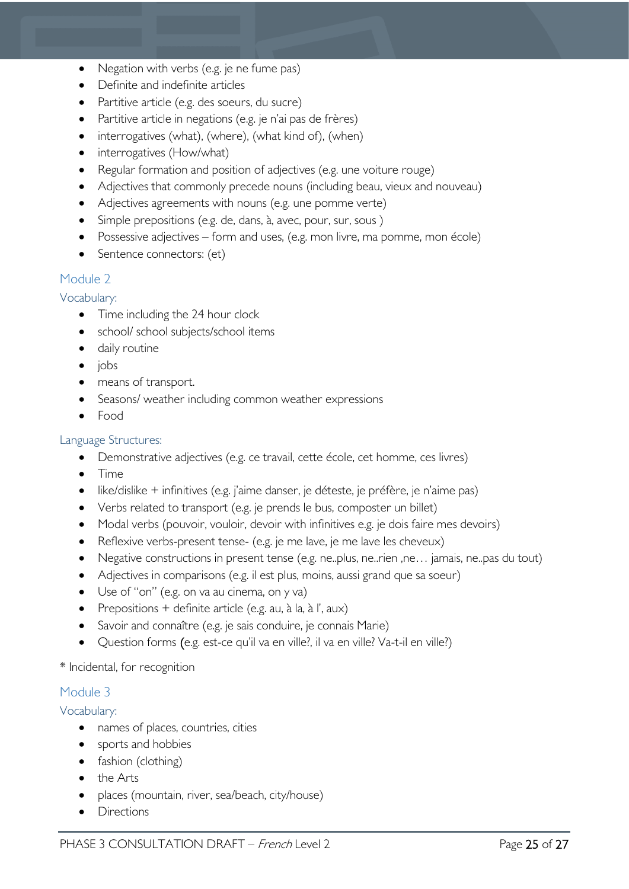- Negation with verbs (e.g. je ne fume pas)
- Definite and indefinite articles
- Partitive article (e.g. des soeurs, du sucre)
- Partitive article in negations (e.g. je n'ai pas de frères)
- interrogatives (what), (where), (what kind of), (when)
- interrogatives (How/what)
- Regular formation and position of adjectives (e.g. une voiture rouge)
- Adjectives that commonly precede nouns (including beau, vieux and nouveau)
- Adjectives agreements with nouns (e.g. une pomme verte)
- Simple prepositions (e.g. de, dans, à, avec, pour, sur, sous )
- Possessive adjectives – form and uses, (e.g. mon livre, ma pomme, mon école)
- Sentence connectors: (et)

## Module 2

### Vocabulary:

- Time including the 24 hour clock
- school/ school subjects/school items
- daily routine
- jobs
- means of transport.
- Seasons/ weather including common weather expressions
- Food

### Language Structures:

- Demonstrative adjectives (e.g. ce travail, cette école, cet homme, ces livres)
- Time
- like/dislike + infinitives (e.g. j'aime danser, je déteste, je préfère, je n'aime pas)
- Verbs related to transport (e.g. je prends le bus, composter un billet)
- Modal verbs (pouvoir, vouloir, devoir with infinitives e.g. je dois faire mes devoirs)
- Reflexive verbs-present tense- (e.g. je me lave, je me lave les cheveux)
- Negative constructions in present tense (e.g. ne..plus, ne..rien ,ne… jamais, ne..pas du tout)
- Adjectives in comparisons (e.g. il est plus, moins, aussi grand que sa soeur)
- Use of "on" (e.g. on va au cinema, on y va)
- Prepositions + definite article (e.g. au, à la, à l', aux)
- Savoir and connaître (e.g. je sais conduire, je connais Marie)
- Question forms (e.g. est-ce qu'il va en ville?, il va en ville? Va-t-il en ville?)

* Incidental, for recognition

## Module 3

### Vocabulary:

- names of places, countries, cities
- sports and hobbies
- fashion (clothing)
- the Arts
- places (mountain, river, sea/beach, city/house)
- Directions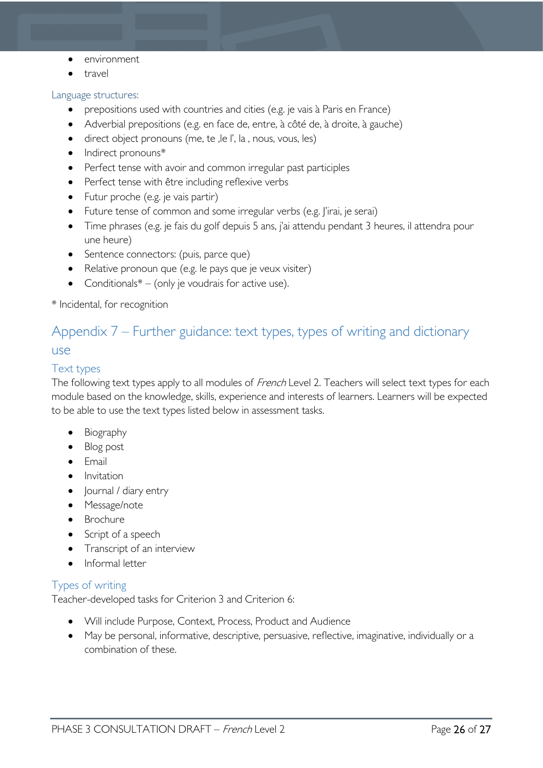- environment
- travel

### Language structures:

- prepositions used with countries and cities (e.g. je vais à Paris en France)
- Adverbial prepositions (e.g. en face de, entre, à côté de, à droite, à gauche)
- direct object pronouns (me, te ,le l', la , nous, vous, les)
- Indirect pronouns*
- Perfect tense with avoir and common irregular past participles
- Perfect tense with être including reflexive verbs
- Futur proche (e.g. je vais partir)
- Future tense of common and some irregular verbs (e.g. J'irai, je serai)
- Time phrases (e.g. je fais du golf depuis 5 ans, j'ai attendu pendant 3 heures, il attendra pour une heure)
- Sentence connectors: (puis, parce que)
- Relative pronoun que (e.g. le pays que je veux visiter)
- Conditionals* – (only je voudrais for active use).

* Incidental, for recognition

## Appendix 7 – Further guidance: text types, types of writing and dictionary use

### Text types

The following text types apply to all modules of *French* Level 2. Teachers will select text types for each module based on the knowledge, skills, experience and interests of learners. Learners will be expected to be able to use the text types listed below in assessment tasks.

- Biography
- Blog post
- Email
- Invitation
- Journal / diary entry
- Message/note
- Brochure
- Script of a speech
- Transcript of an interview
- Informal letter

### Types of writing

Teacher-developed tasks for Criterion 3 and Criterion 6:

- Will include Purpose, Context, Process, Product and Audience
- May be personal, informative, descriptive, persuasive, reflective, imaginative, individually or a combination of these.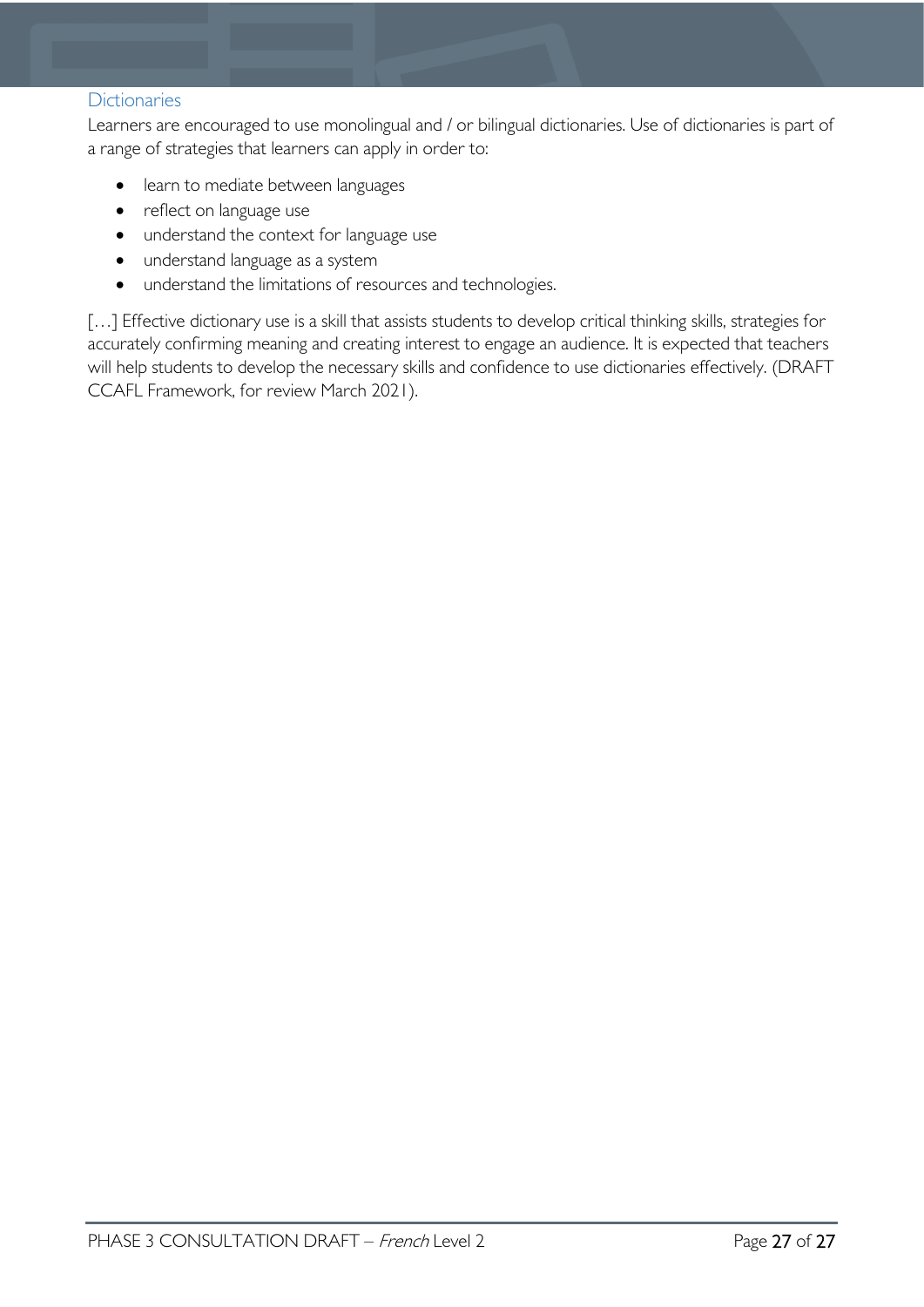### Dictionaries

Learners are encouraged to use monolingual and / or bilingual dictionaries. Use of dictionaries is part of a range of strategies that learners can apply in order to:

- learn to mediate between languages
- reflect on language use
- understand the context for language use
- understand language as a system
- understand the limitations of resources and technologies.

[…] Effective dictionary use is a skill that assists students to develop critical thinking skills, strategies for accurately confirming meaning and creating interest to engage an audience. It is expected that teachers will help students to develop the necessary skills and confidence to use dictionaries effectively. (DRAFT CCAFL Framework, for review March 2021).